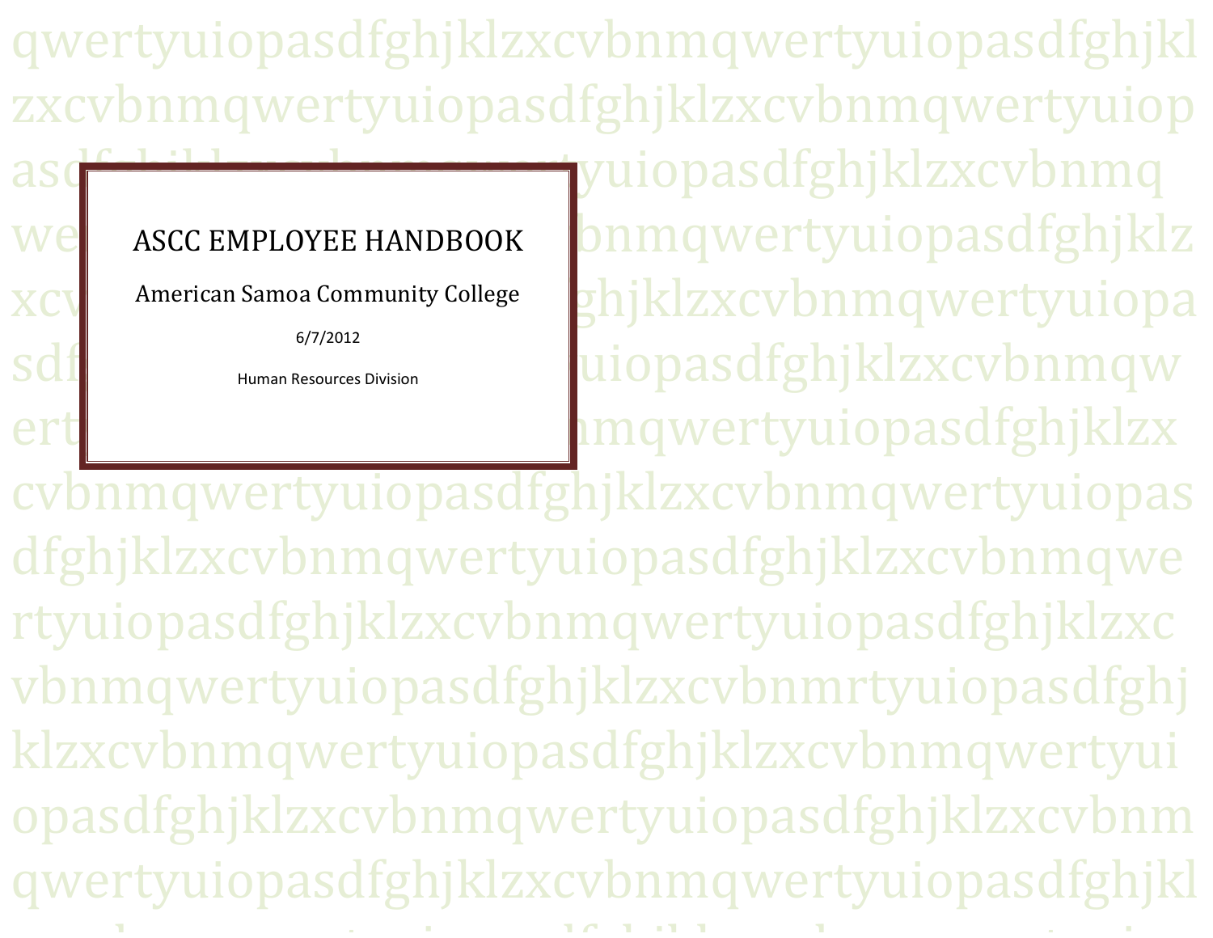# ASCC EMPLOYEE HANDBOOK

American Samoa Community College

6/7/2012

Human Resources Division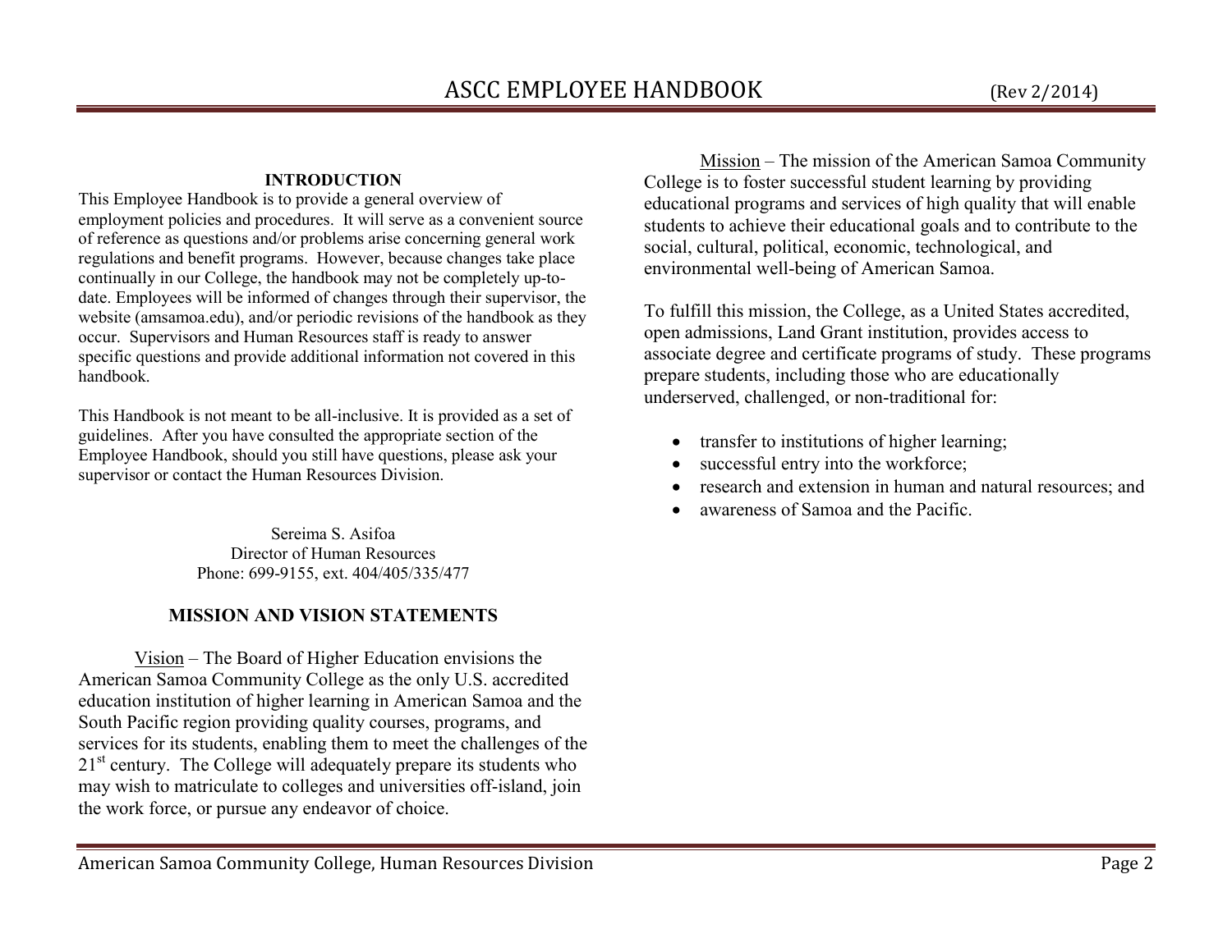## INTRODUCTION

This Employee Handbook is to provide a general overview of employment policies and procedures. It will serve as a convenient source of reference as questions and/or problems arise concerning general work regulations and benefit programs. However, because changes take place continually in our College, the handbook may not be completely up-to-date. Employees will be informed of changes through their supervisor, the website (amsamoa.edu), and/or periodic revisions of the handbook as they occur. Supervisors and Human Resources staff is ready to answer specific questions and provide additional information not covered in this handbook.

This Handbook is not meant to be all-inclusive. It is provided as a set of guidelines. After you have consulted the appropriate section of the Employee Handbook, should you still have questions, please ask your supervisor or contact the Human Resources Division.

Sereima S. Asifoa
Director of Human Resources
Phone: 699-9155, ext. 404/405/335/477

## MISSION AND VISION STATEMENTS

Vision – The Board of Higher Education envisions the American Samoa Community College as the only U.S. accredited education institution of higher learning in American Samoa and the South Pacific region providing quality courses, programs, and services for its students, enabling them to meet the challenges of the 21st century. The College will adequately prepare its students who may wish to matriculate to colleges and universities off-island, join the work force, or pursue any endeavor of choice.

Mission – The mission of the American Samoa Community College is to foster successful student learning by providing educational programs and services of high quality that will enable students to achieve their educational goals and to contribute to the social, cultural, political, economic, technological, and environmental well-being of American Samoa.

To fulfill this mission, the College, as a United States accredited, open admissions, Land Grant institution, provides access to associate degree and certificate programs of study. These programs prepare students, including those who are educationally underserved, challenged, or non-traditional for:

- transfer to institutions of higher learning;
- successful entry into the workforce;
- research and extension in human and natural resources; and
- awareness of Samoa and the Pacific.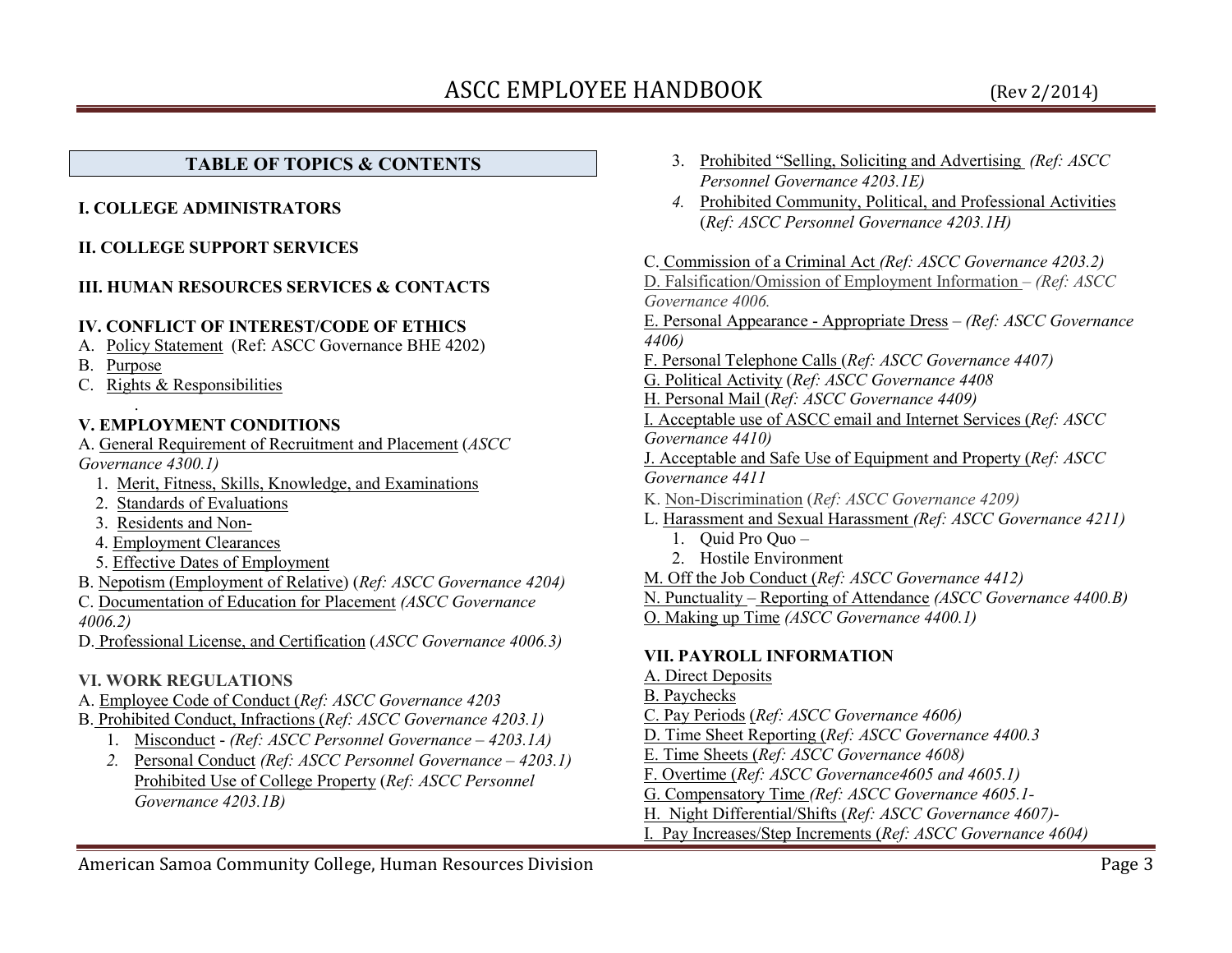## TABLE OF TOPICS & CONTENTS

**I. COLLEGE ADMINISTRATORS**

**II. COLLEGE SUPPORT SERVICES**

**III. HUMAN RESOURCES SERVICES & CONTACTS**

**IV. CONFLICT OF INTEREST/CODE OF ETHICS**

A. Policy Statement (Ref: ASCC Governance BHE 4202)
B. Purpose
C. Rights & Responsibilities

**V. EMPLOYMENT CONDITIONS**

A. General Requirement of Recruitment and Placement (*ASCC Governance 4300.1)*
1. Merit, Fitness, Skills, Knowledge, and Examinations
2. Standards of Evaluations
3. Residents and Non-
4. Employment Clearances
5. Effective Dates of Employment

B. Nepotism (Employment of Relative) (*Ref: ASCC Governance 4204)*
C. Documentation of Education for Placement *(ASCC Governance 4006.2)*
D. Professional License, and Certification (*ASCC Governance 4006.3)*

**VI. WORK REGULATIONS**

A. Employee Code of Conduct (*Ref: ASCC Governance 4203*
B. Prohibited Conduct, Infractions (*Ref: ASCC Governance 4203.1)*
1. Misconduct - *(Ref: ASCC Personnel Governance – 4203.1A)*
2. Personal Conduct *(Ref: ASCC Personnel Governance – 4203.1)* Prohibited Use of College Property (*Ref: ASCC Personnel Governance 4203.1B)*
3. Prohibited "Selling, Soliciting and Advertising *(Ref: ASCC Personnel Governance 4203.1E)*
4. Prohibited Community, Political, and Professional Activities (*Ref: ASCC Personnel Governance 4203.1H)*

C. Commission of a Criminal Act *(Ref: ASCC Governance 4203.2)*
D. Falsification/Omission of Employment Information – *(Ref: ASCC Governance 4006.*
E. Personal Appearance - Appropriate Dress – *(Ref: ASCC Governance 4406)*
F. Personal Telephone Calls (*Ref: ASCC Governance 4407)*
G. Political Activity (*Ref: ASCC Governance 4408*
H. Personal Mail (*Ref: ASCC Governance 4409)*
I. Acceptable use of ASCC email and Internet Services (*Ref: ASCC Governance 4410)*
J. Acceptable and Safe Use of Equipment and Property (*Ref: ASCC Governance 4411*
K. Non-Discrimination (*Ref: ASCC Governance 4209)*
L. Harassment and Sexual Harassment *(Ref: ASCC Governance 4211)*
1. Quid Pro Quo –
2. Hostile Environment

M. Off the Job Conduct (*Ref: ASCC Governance 4412)*
N. Punctuality – Reporting of Attendance *(ASCC Governance 4400.B)*
O. Making up Time *(ASCC Governance 4400.1)*

**VII. PAYROLL INFORMATION**

A. Direct Deposits
B. Paychecks
C. Pay Periods (*Ref: ASCC Governance 4606)*
D. Time Sheet Reporting (*Ref: ASCC Governance 4400.3*
E. Time Sheets (*Ref: ASCC Governance 4608)*
F. Overtime (*Ref: ASCC Governance4605 and 4605.1)*
G. Compensatory Time *(Ref: ASCC Governance 4605.1-*
H. Night Differential/Shifts (*Ref: ASCC Governance 4607)-*
I. Pay Increases/Step Increments (*Ref: ASCC Governance 4604)*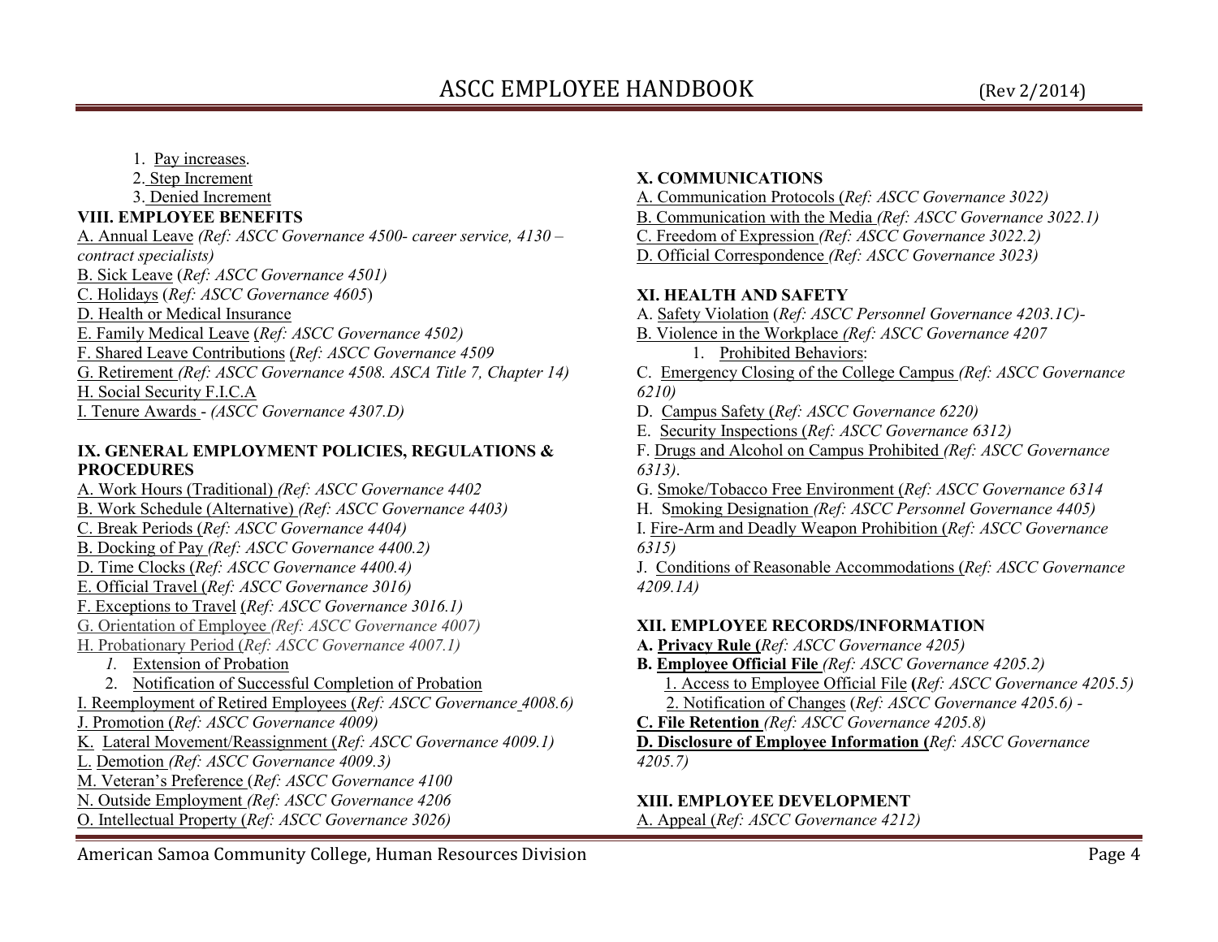1. Pay increases.
2. Step Increment
3. Denied Increment

**VIII. EMPLOYEE BENEFITS**

A. Annual Leave *(Ref: ASCC Governance 4500- career service, 4130 – contract specialists)*
B. Sick Leave (*Ref: ASCC Governance 4501)*
C. Holidays (*Ref: ASCC Governance 4605*)
D. Health or Medical Insurance
E. Family Medical Leave (*Ref: ASCC Governance 4502)*
F. Shared Leave Contributions (*Ref: ASCC Governance 4509*
G. Retirement *(Ref: ASCC Governance 4508. ASCA Title 7, Chapter 14)*
H. Social Security F.I.C.A
I. Tenure Awards - *(ASCC Governance 4307.D)*

**IX. GENERAL EMPLOYMENT POLICIES, REGULATIONS & PROCEDURES**

A. Work Hours (Traditional) *(Ref: ASCC Governance 4402*
B. Work Schedule (Alternative) *(Ref: ASCC Governance 4403)*
C. Break Periods (*Ref: ASCC Governance 4404)*
B. Docking of Pay *(Ref: ASCC Governance 4400.2)*
D. Time Clocks (*Ref: ASCC Governance 4400.4)*
E. Official Travel (*Ref: ASCC Governance 3016)*
F. Exceptions to Travel (*Ref: ASCC Governance 3016.1)*
G. Orientation of Employee *(Ref: ASCC Governance 4007)*
H. Probationary Period (*Ref: ASCC Governance 4007.1)*

1. Extension of Probation
2. Notification of Successful Completion of Probation

I. Reemployment of Retired Employees (*Ref: ASCC Governance 4008.6)*
J. Promotion (*Ref: ASCC Governance 4009)*
K. Lateral Movement/Reassignment (*Ref: ASCC Governance 4009.1)*
L. Demotion *(Ref: ASCC Governance 4009.3)*
M. Veteran's Preference (*Ref: ASCC Governance 4100*
N. Outside Employment *(Ref: ASCC Governance 4206*
O. Intellectual Property (*Ref: ASCC Governance 3026)*

**X. COMMUNICATIONS**

A. Communication Protocols (*Ref: ASCC Governance 3022)*
B. Communication with the Media *(Ref: ASCC Governance 3022.1)*
C. Freedom of Expression *(Ref: ASCC Governance 3022.2)*
D. Official Correspondence *(Ref: ASCC Governance 3023)*

**XI. HEALTH AND SAFETY**

A. Safety Violation (*Ref: ASCC Personnel Governance 4203.1C)-*
B. Violence in the Workplace *(Ref: ASCC Governance 4207*

1. Prohibited Behaviors:

C. Emergency Closing of the College Campus *(Ref: ASCC Governance 6210)*
D. Campus Safety (*Ref: ASCC Governance 6220)*
E. Security Inspections (*Ref: ASCC Governance 6312)*
F. Drugs and Alcohol on Campus Prohibited *(Ref: ASCC Governance 6313)*.
G. Smoke/Tobacco Free Environment (*Ref: ASCC Governance 6314*
H. Smoking Designation *(Ref: ASCC Personnel Governance 4405)*
I. Fire-Arm and Deadly Weapon Prohibition (*Ref: ASCC Governance 6315)*
J. Conditions of Reasonable Accommodations (*Ref: ASCC Governance 4209.1A)*

**XII. EMPLOYEE RECORDS/INFORMATION**

**A. Privacy Rule (***Ref: ASCC Governance 4205)*
**B. Employee Official File** *(Ref: ASCC Governance 4205.2)*

1. Access to Employee Official File **(***Ref: ASCC Governance 4205.5)*
2. Notification of Changes (*Ref: ASCC Governance 4205.6) -*

**C. File Retention** *(Ref: ASCC Governance 4205.8)*
**D. Disclosure of Employee Information (***Ref: ASCC Governance 4205.7)*

**XIII. EMPLOYEE DEVELOPMENT**

A. Appeal (*Ref: ASCC Governance 4212)*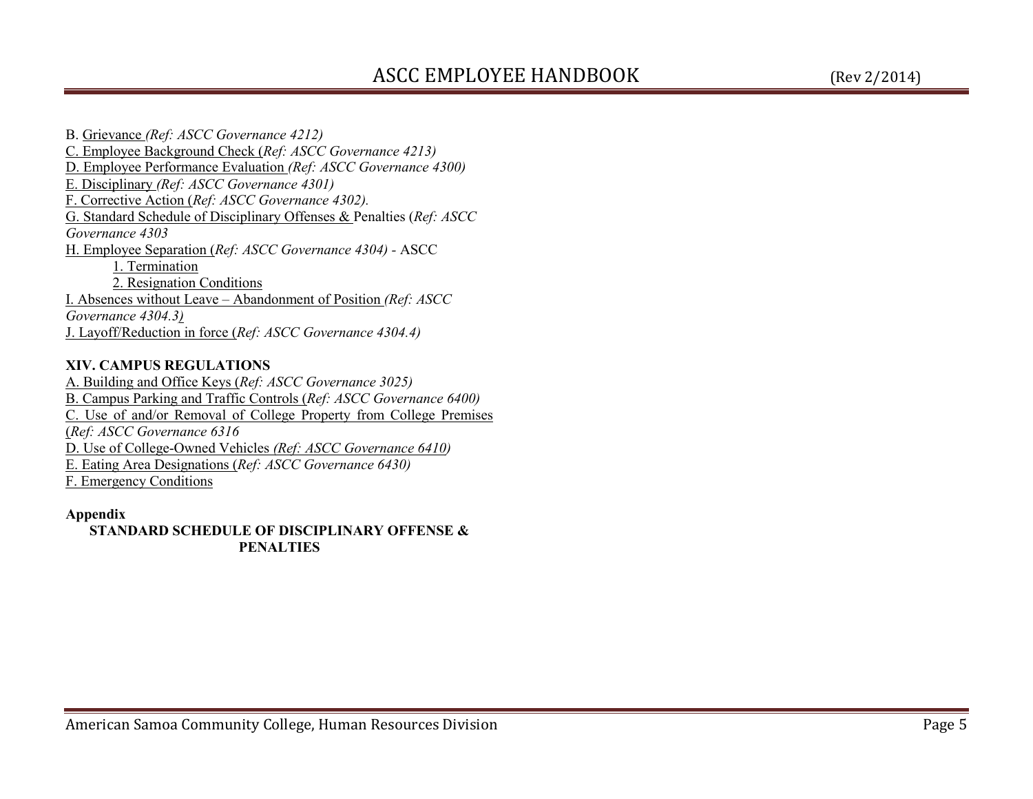B. Grievance *(Ref: ASCC Governance 4212)*
C. Employee Background Check (*Ref: ASCC Governance 4213)*
D. Employee Performance Evaluation *(Ref: ASCC Governance 4300)*
E. Disciplinary *(Ref: ASCC Governance 4301)*
F. Corrective Action (*Ref: ASCC Governance 4302).*
G. Standard Schedule of Disciplinary Offenses & Penalties (*Ref: ASCC Governance 4303*
H. Employee Separation (*Ref: ASCC Governance 4304)* - ASCC
- 1. Termination
- 2. Resignation Conditions

I. Absences without Leave – Abandonment of Position *(Ref: ASCC Governance 4304.3)*
J. Layoff/Reduction in force (*Ref: ASCC Governance 4304.4)*

**XIV. CAMPUS REGULATIONS**

A. Building and Office Keys (*Ref: ASCC Governance 3025)*
B. Campus Parking and Traffic Controls (*Ref: ASCC Governance 6400)*
C. Use of and/or Removal of College Property from College Premises (*Ref: ASCC Governance 6316*
D. Use of College-Owned Vehicles *(Ref: ASCC Governance 6410)*
E. Eating Area Designations (*Ref: ASCC Governance 6430)*
F. Emergency Conditions

**Appendix**

**STANDARD SCHEDULE OF DISCIPLINARY OFFENSE & PENALTIES**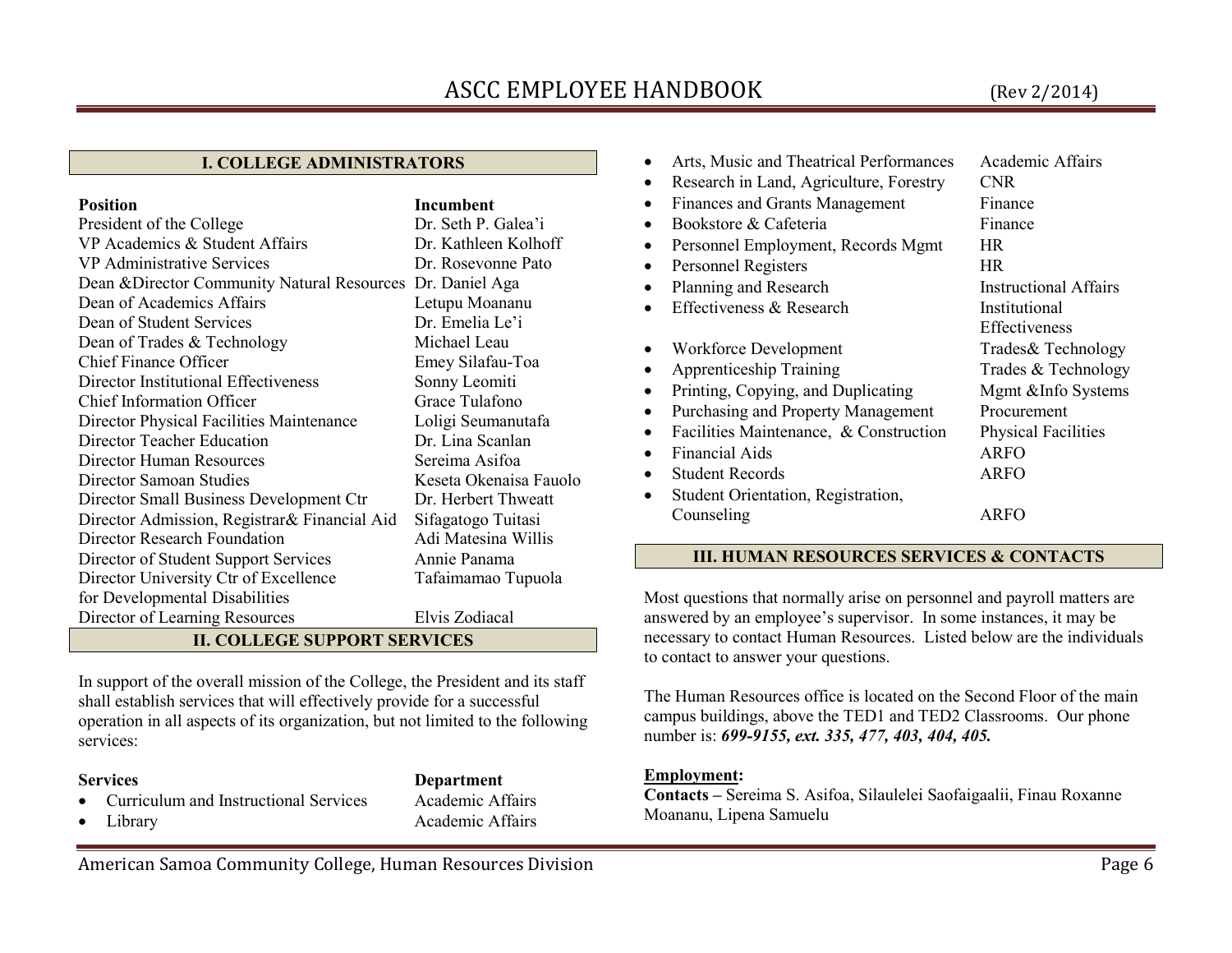## I. COLLEGE ADMINISTRATORS

| Position | Incumbent |
|---|---|
| President of the College | Dr. Seth P. Galea'i |
| VP Academics & Student Affairs | Dr. Kathleen Kolhoff |
| VP Administrative Services | Dr. Rosevonne Pato |
| Dean &Director Community Natural Resources | Dr. Daniel Aga |
| Dean of Academics Affairs | Letupu Moananu |
| Dean of Student Services | Dr. Emelia Le'i |
| Dean of Trades & Technology | Michael Leau |
| Chief Finance Officer | Emey Silafau-Toa |
| Director Institutional Effectiveness | Sonny Leomiti |
| Chief Information Officer | Grace Tulafono |
| Director Physical Facilities Maintenance | Loligi Seumanutafa |
| Director Teacher Education | Dr. Lina Scanlan |
| Director Human Resources | Sereima Asifoa |
| Director Samoan Studies | Keseta Okenaisa Fauolo |
| Director Small Business Development Ctr | Dr. Herbert Thweatt |
| Director Admission, Registrar& Financial Aid | Sifagatogo Tuitasi |
| Director Research Foundation | Adi Matesina Willis |
| Director of Student Support Services | Annie Panama |
| Director University Ctr of Excellence for Developmental Disabilities | Tafaimamao Tupuola |
| Director of Learning Resources | Elvis Zodiacal |

## II. COLLEGE SUPPORT SERVICES

In support of the overall mission of the College, the President and its staff shall establish services that will effectively provide for a successful operation in all aspects of its organization, but not limited to the following services:

| Services | Department |
|---|---|
| • Curriculum and Instructional Services | Academic Affairs |
| • Library | Academic Affairs |
| • Arts, Music and Theatrical Performances | Academic Affairs |
| • Research in Land, Agriculture, Forestry | CNR |
| • Finances and Grants Management | Finance |
| • Bookstore & Cafeteria | Finance |
| • Personnel Employment, Records Mgmt | HR |
| • Personnel Registers | HR |
| • Planning and Research | Instructional Affairs |
| • Effectiveness & Research | Institutional Effectiveness |
| • Workforce Development | Trades& Technology |
| • Apprenticeship Training | Trades & Technology |
| • Printing, Copying, and Duplicating | Mgmt &Info Systems |
| • Purchasing and Property Management | Procurement |
| • Facilities Maintenance, & Construction | Physical Facilities |
| • Financial Aids | ARFO |
| • Student Records | ARFO |
| • Student Orientation, Registration, Counseling | ARFO |

## III. HUMAN RESOURCES SERVICES & CONTACTS

Most questions that normally arise on personnel and payroll matters are answered by an employee's supervisor. In some instances, it may be necessary to contact Human Resources. Listed below are the individuals to contact to answer your questions.

The Human Resources office is located on the Second Floor of the main campus buildings, above the TED1 and TED2 Classrooms. Our phone number is: ***699-9155, ext. 335, 477, 403, 404, 405.***

**Employment:**
**Contacts –** Sereima S. Asifoa, Silaulelei Saofaigaalii, Finau Roxanne Moananu, Lipena Samuelu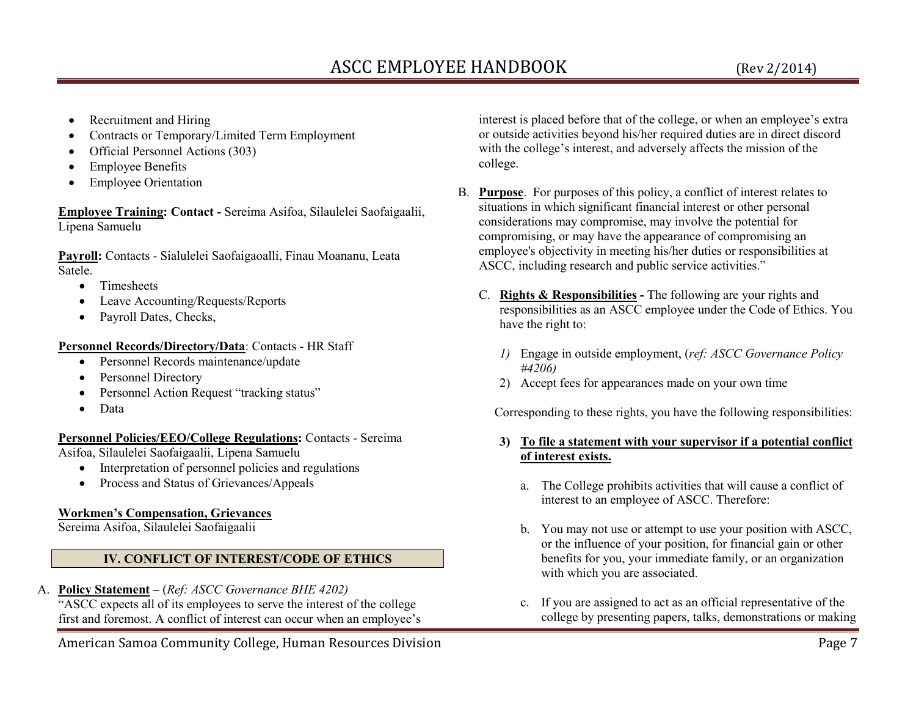- Recruitment and Hiring
- Contracts or Temporary/Limited Term Employment
- Official Personnel Actions (303)
- Employee Benefits
- Employee Orientation

**Employee Training: Contact -** Sereima Asifoa, Silaulelei Saofaigaalii, Lipena Samuelu

**Payroll:** Contacts - Sialulelei Saofaigaoalli, Finau Moananu, Leata Satele.

- Timesheets
- Leave Accounting/Requests/Reports
- Payroll Dates, Checks,

**Personnel Records/Directory/Data**: Contacts - HR Staff

- Personnel Records maintenance/update
- Personnel Directory
- Personnel Action Request "tracking status"
- Data

**Personnel Policies/EEO/College Regulations:** Contacts - Sereima Asifoa, Silaulelei Saofaigaalii, Lipena Samuelu

- Interpretation of personnel policies and regulations
- Process and Status of Grievances/Appeals

**Workmen's Compensation, Grievances**
Sereima Asifoa, Silaulelei Saofaigaalii

## IV. CONFLICT OF INTEREST/CODE OF ETHICS

A. **Policy Statement** – (*Ref: ASCC Governance BHE 4202)*
"ASCC expects all of its employees to serve the interest of the college first and foremost. A conflict of interest can occur when an employee's interest is placed before that of the college, or when an employee's extra or outside activities beyond his/her required duties are in direct discord with the college's interest, and adversely affects the mission of the college.

B. **Purpose**. For purposes of this policy, a conflict of interest relates to situations in which significant financial interest or other personal considerations may compromise, may involve the potential for compromising, or may have the appearance of compromising an employee's objectivity in meeting his/her duties or responsibilities at ASCC, including research and public service activities."

C. **Rights & Responsibilities -** The following are your rights and responsibilities as an ASCC employee under the Code of Ethics. You have the right to:

*1)* Engage in outside employment, (*ref: ASCC Governance Policy #4206)*
2) Accept fees for appearances made on your own time

Corresponding to these rights, you have the following responsibilities:

**3) To file a statement with your supervisor if a potential conflict of interest exists.**

a. The College prohibits activities that will cause a conflict of interest to an employee of ASCC. Therefore:

b. You may not use or attempt to use your position with ASCC, or the influence of your position, for financial gain or other benefits for you, your immediate family, or an organization with which you are associated.

c. If you are assigned to act as an official representative of the college by presenting papers, talks, demonstrations or making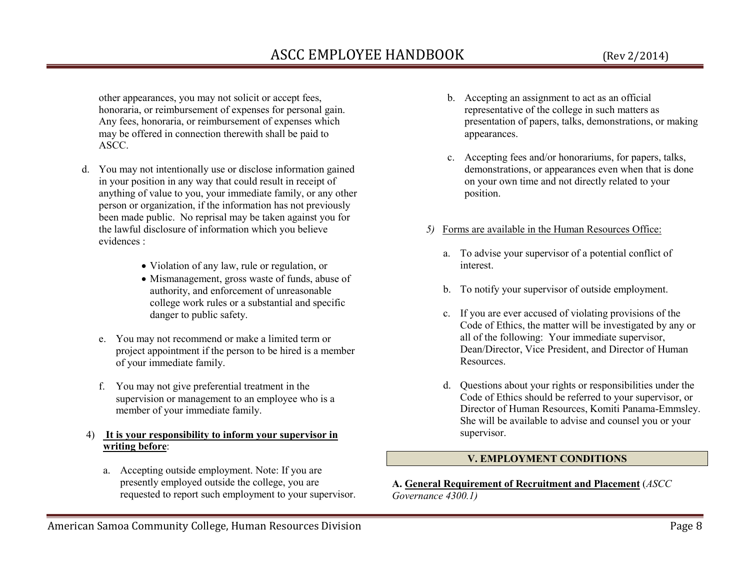other appearances, you may not solicit or accept fees, honoraria, or reimbursement of expenses for personal gain. Any fees, honoraria, or reimbursement of expenses which may be offered in connection therewith shall be paid to ASCC.

d. You may not intentionally use or disclose information gained in your position in any way that could result in receipt of anything of value to you, your immediate family, or any other person or organization, if the information has not previously been made public. No reprisal may be taken against you for the lawful disclosure of information which you believe evidences :

- Violation of any law, rule or regulation, or
- Mismanagement, gross waste of funds, abuse of authority, and enforcement of unreasonable college work rules or a substantial and specific danger to public safety.

e. You may not recommend or make a limited term or project appointment if the person to be hired is a member of your immediate family.

f. You may not give preferential treatment in the supervision or management to an employee who is a member of your immediate family.

4) **<u>It is your responsibility to inform your supervisor in writing before</u>**:

a. Accepting outside employment. Note: If you are presently employed outside the college, you are requested to report such employment to your supervisor.

b. Accepting an assignment to act as an official representative of the college in such matters as presentation of papers, talks, demonstrations, or making appearances.

c. Accepting fees and/or honorariums, for papers, talks, demonstrations, or appearances even when that is done on your own time and not directly related to your position.

*5)* <u>Forms are available in the Human Resources Office:</u>

a. To advise your supervisor of a potential conflict of interest.

b. To notify your supervisor of outside employment.

c. If you are ever accused of violating provisions of the Code of Ethics, the matter will be investigated by any or all of the following: Your immediate supervisor, Dean/Director, Vice President, and Director of Human Resources.

d. Questions about your rights or responsibilities under the Code of Ethics should be referred to your supervisor, or Director of Human Resources, Komiti Panama-Emmsley. She will be available to advise and counsel you or your supervisor.

## V. EMPLOYMENT CONDITIONS

**A. <u>General Requirement of Recruitment and Placement</u>** (*ASCC Governance 4300.1)*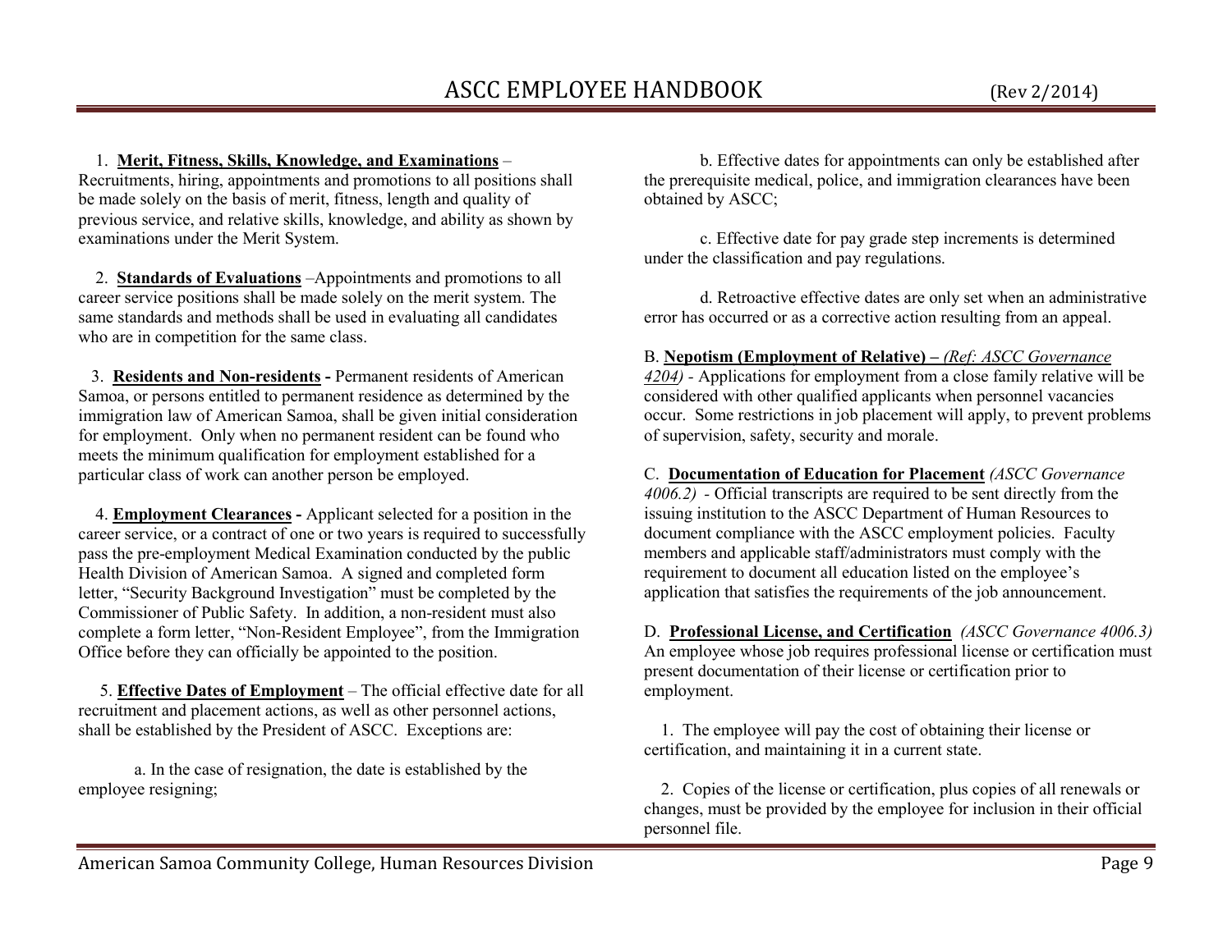1. **Merit, Fitness, Skills, Knowledge, and Examinations** – Recruitments, hiring, appointments and promotions to all positions shall be made solely on the basis of merit, fitness, length and quality of previous service, and relative skills, knowledge, and ability as shown by examinations under the Merit System.

2. **Standards of Evaluations** –Appointments and promotions to all career service positions shall be made solely on the merit system. The same standards and methods shall be used in evaluating all candidates who are in competition for the same class.

3. **Residents and Non-residents -** Permanent residents of American Samoa, or persons entitled to permanent residence as determined by the immigration law of American Samoa, shall be given initial consideration for employment. Only when no permanent resident can be found who meets the minimum qualification for employment established for a particular class of work can another person be employed.

4. **Employment Clearances -** Applicant selected for a position in the career service, or a contract of one or two years is required to successfully pass the pre-employment Medical Examination conducted by the public Health Division of American Samoa. A signed and completed form letter, "Security Background Investigation" must be completed by the Commissioner of Public Safety. In addition, a non-resident must also complete a form letter, "Non-Resident Employee", from the Immigration Office before they can officially be appointed to the position.

5. **Effective Dates of Employment** – The official effective date for all recruitment and placement actions, as well as other personnel actions, shall be established by the President of ASCC. Exceptions are:

   a. In the case of resignation, the date is established by the employee resigning;

   b. Effective dates for appointments can only be established after the prerequisite medical, police, and immigration clearances have been obtained by ASCC;

   c. Effective date for pay grade step increments is determined under the classification and pay regulations.

   d. Retroactive effective dates are only set when an administrative error has occurred or as a corrective action resulting from an appeal.

B. **Nepotism (Employment of Relative) –** *(Ref: ASCC Governance 4204)* - Applications for employment from a close family relative will be considered with other qualified applicants when personnel vacancies occur. Some restrictions in job placement will apply, to prevent problems of supervision, safety, security and morale.

C. **Documentation of Education for Placement** *(ASCC Governance 4006.2)* - Official transcripts are required to be sent directly from the issuing institution to the ASCC Department of Human Resources to document compliance with the ASCC employment policies. Faculty members and applicable staff/administrators must comply with the requirement to document all education listed on the employee's application that satisfies the requirements of the job announcement.

D. **Professional License, and Certification** *(ASCC Governance 4006.3)* An employee whose job requires professional license or certification must present documentation of their license or certification prior to employment.

1. The employee will pay the cost of obtaining their license or certification, and maintaining it in a current state.

2. Copies of the license or certification, plus copies of all renewals or changes, must be provided by the employee for inclusion in their official personnel file.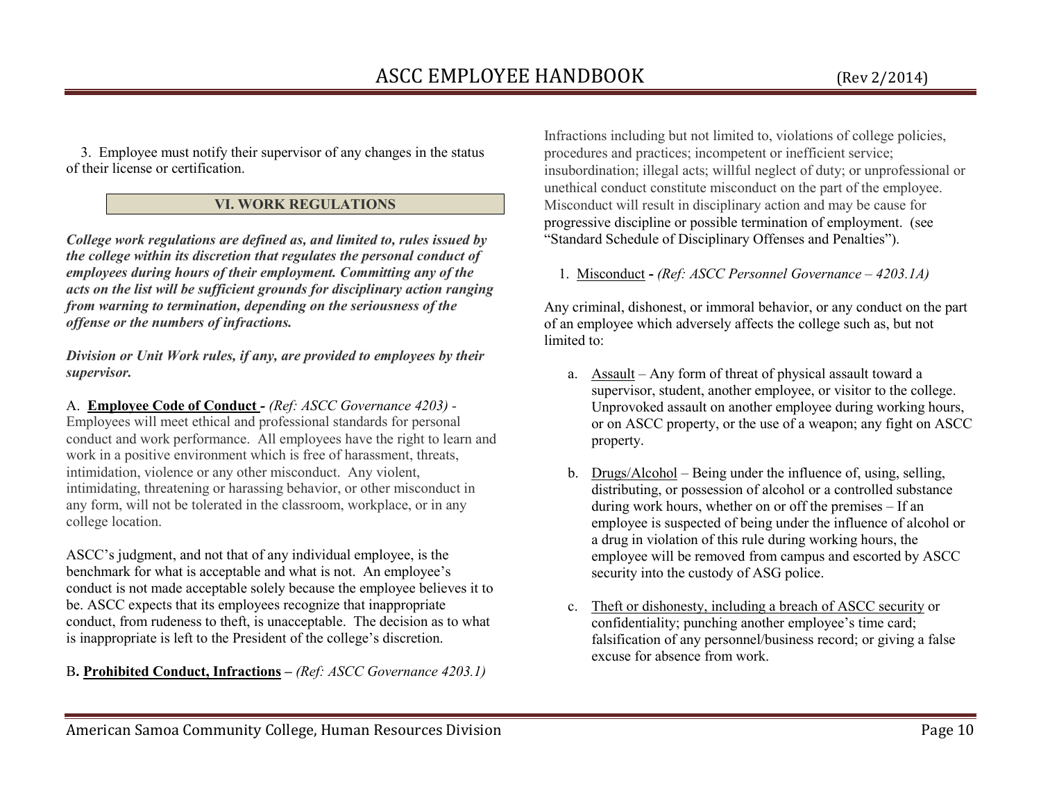3. Employee must notify their supervisor of any changes in the status of their license or certification.

## VI. WORK REGULATIONS

***College work regulations are defined as, and limited to, rules issued by the college within its discretion that regulates the personal conduct of employees during hours of their employment. Committing any of the acts on the list will be sufficient grounds for disciplinary action ranging from warning to termination, depending on the seriousness of the offense or the numbers of infractions.***

***Division or Unit Work rules, if any, are provided to employees by their supervisor.***

A. **Employee Code of Conduct -** *(Ref: ASCC Governance 4203)* - Employees will meet ethical and professional standards for personal conduct and work performance. All employees have the right to learn and work in a positive environment which is free of harassment, threats, intimidation, violence or any other misconduct. Any violent, intimidating, threatening or harassing behavior, or other misconduct in any form, will not be tolerated in the classroom, workplace, or in any college location.

ASCC's judgment, and not that of any individual employee, is the benchmark for what is acceptable and what is not. An employee's conduct is not made acceptable solely because the employee believes it to be. ASCC expects that its employees recognize that inappropriate conduct, from rudeness to theft, is unacceptable. The decision as to what is inappropriate is left to the President of the college's discretion.

B**. Prohibited Conduct, Infractions –** *(Ref: ASCC Governance 4203.1)*

Infractions including but not limited to, violations of college policies, procedures and practices; incompetent or inefficient service; insubordination; illegal acts; willful neglect of duty; or unprofessional or unethical conduct constitute misconduct on the part of the employee. Misconduct will result in disciplinary action and may be cause for progressive discipline or possible termination of employment. (see "Standard Schedule of Disciplinary Offenses and Penalties").

1. Misconduct **-** *(Ref: ASCC Personnel Governance – 4203.1A)*

Any criminal, dishonest, or immoral behavior, or any conduct on the part of an employee which adversely affects the college such as, but not limited to:

a. Assault – Any form of threat of physical assault toward a supervisor, student, another employee, or visitor to the college. Unprovoked assault on another employee during working hours, or on ASCC property, or the use of a weapon; any fight on ASCC property.

b. Drugs/Alcohol – Being under the influence of, using, selling, distributing, or possession of alcohol or a controlled substance during work hours, whether on or off the premises – If an employee is suspected of being under the influence of alcohol or a drug in violation of this rule during working hours, the employee will be removed from campus and escorted by ASCC security into the custody of ASG police.

c. Theft or dishonesty, including a breach of ASCC security or confidentiality; punching another employee's time card; falsification of any personnel/business record; or giving a false excuse for absence from work.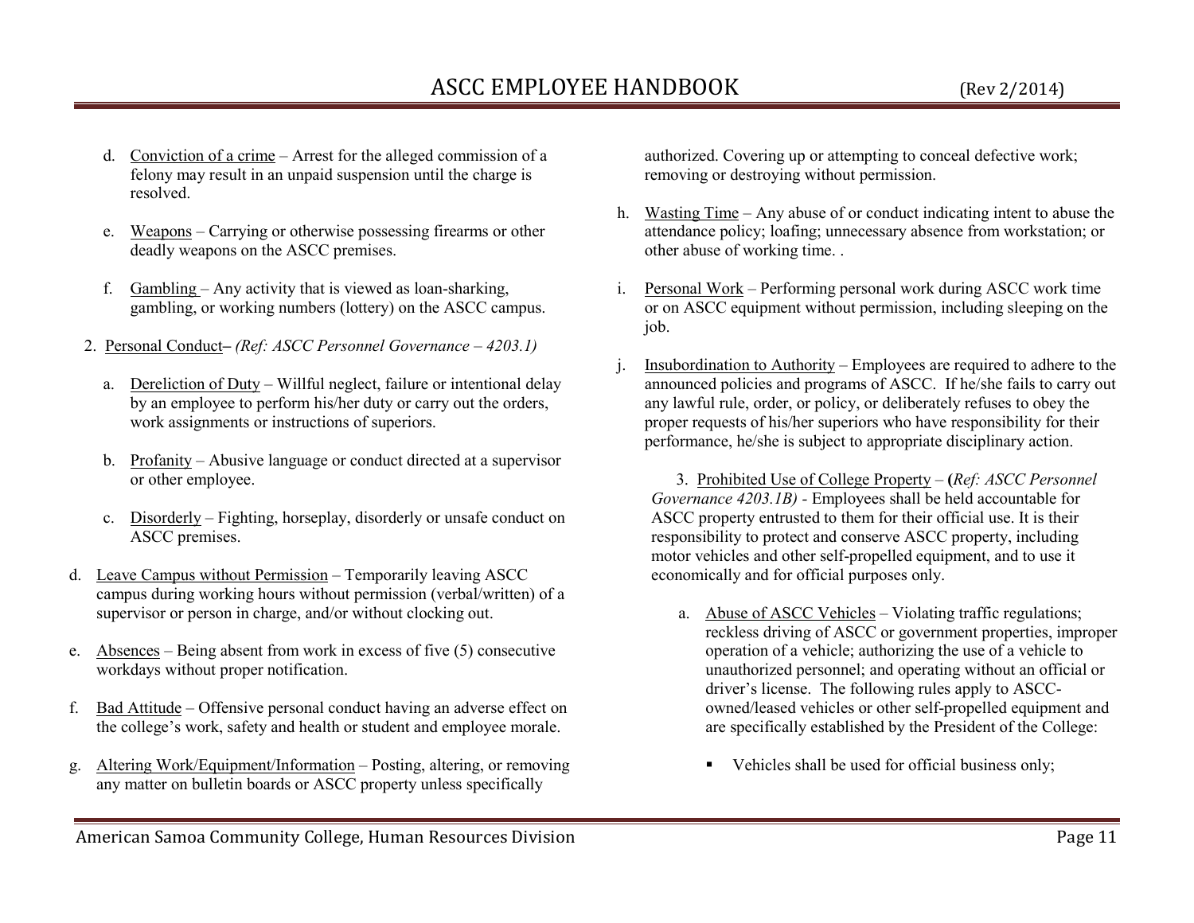d. <u>Conviction of a crime</u> – Arrest for the alleged commission of a felony may result in an unpaid suspension until the charge is resolved.

e. <u>Weapons</u> – Carrying or otherwise possessing firearms or other deadly weapons on the ASCC premises.

f. <u>Gambling</u> – Any activity that is viewed as loan-sharking, gambling, or working numbers (lottery) on the ASCC campus.

2. <u>Personal Conduct</u>– *(Ref: ASCC Personnel Governance – 4203.1)*

a. <u>Dereliction of Duty</u> – Willful neglect, failure or intentional delay by an employee to perform his/her duty or carry out the orders, work assignments or instructions of superiors.

b. <u>Profanity</u> – Abusive language or conduct directed at a supervisor or other employee.

c. <u>Disorderly</u> – Fighting, horseplay, disorderly or unsafe conduct on ASCC premises.

d. <u>Leave Campus without Permission</u> – Temporarily leaving ASCC campus during working hours without permission (verbal/written) of a supervisor or person in charge, and/or without clocking out.

e. <u>Absences</u> – Being absent from work in excess of five (5) consecutive workdays without proper notification.

f. <u>Bad Attitude</u> – Offensive personal conduct having an adverse effect on the college's work, safety and health or student and employee morale.

g. <u>Altering Work/Equipment/Information</u> – Posting, altering, or removing any matter on bulletin boards or ASCC property unless specifically authorized. Covering up or attempting to conceal defective work; removing or destroying without permission.

h. <u>Wasting Time</u> – Any abuse of or conduct indicating intent to abuse the attendance policy; loafing; unnecessary absence from workstation; or other abuse of working time. .

i. <u>Personal Work</u> – Performing personal work during ASCC work time or on ASCC equipment without permission, including sleeping on the job.

j. <u>Insubordination to Authority</u> – Employees are required to adhere to the announced policies and programs of ASCC. If he/she fails to carry out any lawful rule, order, or policy, or deliberately refuses to obey the proper requests of his/her superiors who have responsibility for their performance, he/she is subject to appropriate disciplinary action.

3. <u>Prohibited Use of College Property</u> – **(***Ref: ASCC Personnel Governance 4203.1B)* - Employees shall be held accountable for ASCC property entrusted to them for their official use. It is their responsibility to protect and conserve ASCC property, including motor vehicles and other self-propelled equipment, and to use it economically and for official purposes only.

a. <u>Abuse of ASCC Vehicles</u> – Violating traffic regulations; reckless driving of ASCC or government properties, improper operation of a vehicle; authorizing the use of a vehicle to unauthorized personnel; and operating without an official or driver's license. The following rules apply to ASCC-owned/leased vehicles or other self-propelled equipment and are specifically established by the President of the College:

- Vehicles shall be used for official business only;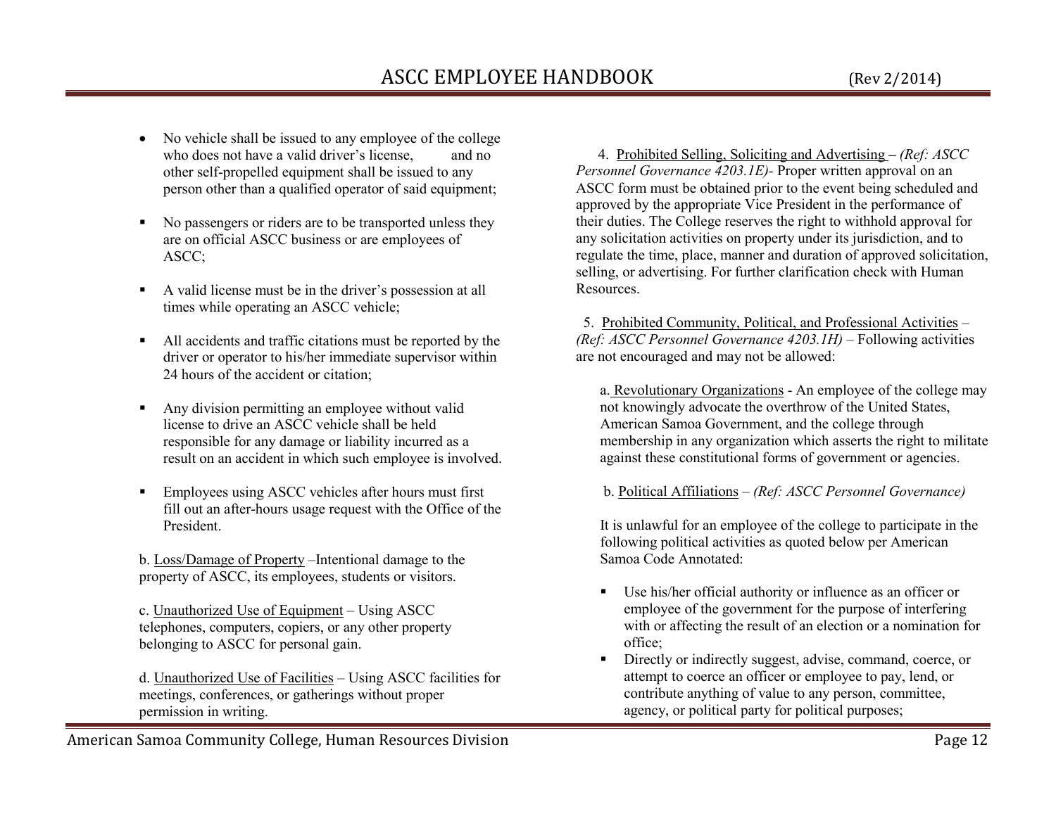- No vehicle shall be issued to any employee of the college who does not have a valid driver's license, and no other self-propelled equipment shall be issued to any person other than a qualified operator of said equipment;

- No passengers or riders are to be transported unless they are on official ASCC business or are employees of ASCC;

- A valid license must be in the driver's possession at all times while operating an ASCC vehicle;

- All accidents and traffic citations must be reported by the driver or operator to his/her immediate supervisor within 24 hours of the accident or citation;

- Any division permitting an employee without valid license to drive an ASCC vehicle shall be held responsible for any damage or liability incurred as a result on an accident in which such employee is involved.

- Employees using ASCC vehicles after hours must first fill out an after-hours usage request with the Office of the President.

b. Loss/Damage of Property –Intentional damage to the property of ASCC, its employees, students or visitors.

c. Unauthorized Use of Equipment – Using ASCC telephones, computers, copiers, or any other property belonging to ASCC for personal gain.

d. Unauthorized Use of Facilities – Using ASCC facilities for meetings, conferences, or gatherings without proper permission in writing.

4. Prohibited Selling, Soliciting and Advertising – *(Ref: ASCC Personnel Governance 4203.1E)*- Proper written approval on an ASCC form must be obtained prior to the event being scheduled and approved by the appropriate Vice President in the performance of their duties. The College reserves the right to withhold approval for any solicitation activities on property under its jurisdiction, and to regulate the time, place, manner and duration of approved solicitation, selling, or advertising. For further clarification check with Human Resources.

5. Prohibited Community, Political, and Professional Activities – *(Ref: ASCC Personnel Governance 4203.1H)* – Following activities are not encouraged and may not be allowed:

a. Revolutionary Organizations - An employee of the college may not knowingly advocate the overthrow of the United States, American Samoa Government, and the college through membership in any organization which asserts the right to militate against these constitutional forms of government or agencies.

b. Political Affiliations – *(Ref: ASCC Personnel Governance)*

It is unlawful for an employee of the college to participate in the following political activities as quoted below per American Samoa Code Annotated:

- Use his/her official authority or influence as an officer or employee of the government for the purpose of interfering with or affecting the result of an election or a nomination for office;
- Directly or indirectly suggest, advise, command, coerce, or attempt to coerce an officer or employee to pay, lend, or contribute anything of value to any person, committee, agency, or political party for political purposes;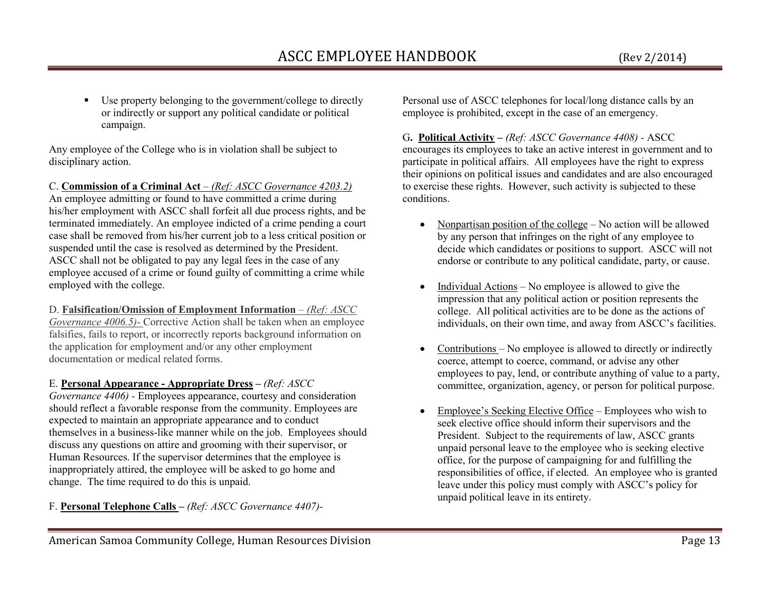- Use property belonging to the government/college to directly or indirectly or support any political candidate or political campaign.

Any employee of the College who is in violation shall be subject to disciplinary action.

C. **Commission of a Criminal Act** – *(Ref: ASCC Governance 4203.2)* An employee admitting or found to have committed a crime during his/her employment with ASCC shall forfeit all due process rights, and be terminated immediately. An employee indicted of a crime pending a court case shall be removed from his/her current job to a less critical position or suspended until the case is resolved as determined by the President. ASCC shall not be obligated to pay any legal fees in the case of any employee accused of a crime or found guilty of committing a crime while employed with the college.

D. **Falsification/Omission of Employment Information** – *(Ref: ASCC Governance 4006.5)-* Corrective Action shall be taken when an employee falsifies, fails to report, or incorrectly reports background information on the application for employment and/or any other employment documentation or medical related forms.

E. **Personal Appearance - Appropriate Dress** – *(Ref: ASCC Governance 4406)* - Employees appearance, courtesy and consideration should reflect a favorable response from the community. Employees are expected to maintain an appropriate appearance and to conduct themselves in a business-like manner while on the job. Employees should discuss any questions on attire and grooming with their supervisor, or Human Resources. If the supervisor determines that the employee is inappropriately attired, the employee will be asked to go home and change. The time required to do this is unpaid.

F. **Personal Telephone Calls** – *(Ref: ASCC Governance 4407)-* Personal use of ASCC telephones for local/long distance calls by an employee is prohibited, except in the case of an emergency.

G. **Political Activity** – *(Ref: ASCC Governance 4408)* - ASCC encourages its employees to take an active interest in government and to participate in political affairs. All employees have the right to express their opinions on political issues and candidates and are also encouraged to exercise these rights. However, such activity is subjected to these conditions.

- Nonpartisan position of the college – No action will be allowed by any person that infringes on the right of any employee to decide which candidates or positions to support. ASCC will not endorse or contribute to any political candidate, party, or cause.

- Individual Actions – No employee is allowed to give the impression that any political action or position represents the college. All political activities are to be done as the actions of individuals, on their own time, and away from ASCC's facilities.

- Contributions – No employee is allowed to directly or indirectly coerce, attempt to coerce, command, or advise any other employees to pay, lend, or contribute anything of value to a party, committee, organization, agency, or person for political purpose.

- Employee's Seeking Elective Office – Employees who wish to seek elective office should inform their supervisors and the President. Subject to the requirements of law, ASCC grants unpaid personal leave to the employee who is seeking elective office, for the purpose of campaigning for and fulfilling the responsibilities of office, if elected. An employee who is granted leave under this policy must comply with ASCC's policy for unpaid political leave in its entirety.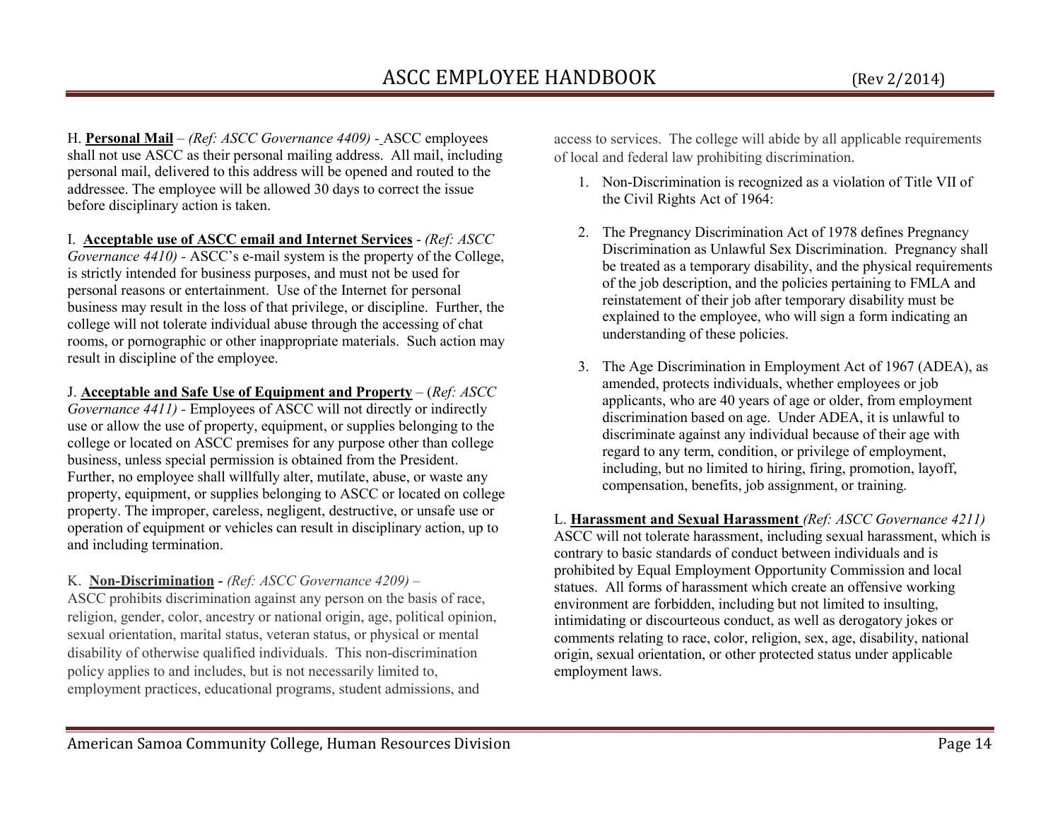H. **Personal Mail** – *(Ref: ASCC Governance 4409)* - ASCC employees shall not use ASCC as their personal mailing address. All mail, including personal mail, delivered to this address will be opened and routed to the addressee. The employee will be allowed 30 days to correct the issue before disciplinary action is taken.

I. **Acceptable use of ASCC email and Internet Services** - *(Ref: ASCC Governance 4410)* - ASCC's e-mail system is the property of the College, is strictly intended for business purposes, and must not be used for personal reasons or entertainment. Use of the Internet for personal business may result in the loss of that privilege, or discipline. Further, the college will not tolerate individual abuse through the accessing of chat rooms, or pornographic or other inappropriate materials. Such action may result in discipline of the employee.

J. **Acceptable and Safe Use of Equipment and Property** – (*Ref: ASCC Governance 4411)* - Employees of ASCC will not directly or indirectly use or allow the use of property, equipment, or supplies belonging to the college or located on ASCC premises for any purpose other than college business, unless special permission is obtained from the President. Further, no employee shall willfully alter, mutilate, abuse, or waste any property, equipment, or supplies belonging to ASCC or located on college property. The improper, careless, negligent, destructive, or unsafe use or operation of equipment or vehicles can result in disciplinary action, up to and including termination.

K. **Non-Discrimination -** *(Ref: ASCC Governance 4209)* – ASCC prohibits discrimination against any person on the basis of race, religion, gender, color, ancestry or national origin, age, political opinion, sexual orientation, marital status, veteran status, or physical or mental disability of otherwise qualified individuals. This non-discrimination policy applies to and includes, but is not necessarily limited to, employment practices, educational programs, student admissions, and access to services. The college will abide by all applicable requirements of local and federal law prohibiting discrimination.

1. Non-Discrimination is recognized as a violation of Title VII of the Civil Rights Act of 1964:

2. The Pregnancy Discrimination Act of 1978 defines Pregnancy Discrimination as Unlawful Sex Discrimination. Pregnancy shall be treated as a temporary disability, and the physical requirements of the job description, and the policies pertaining to FMLA and reinstatement of their job after temporary disability must be explained to the employee, who will sign a form indicating an understanding of these policies.

3. The Age Discrimination in Employment Act of 1967 (ADEA), as amended, protects individuals, whether employees or job applicants, who are 40 years of age or older, from employment discrimination based on age. Under ADEA, it is unlawful to discriminate against any individual because of their age with regard to any term, condition, or privilege of employment, including, but no limited to hiring, firing, promotion, layoff, compensation, benefits, job assignment, or training.

L. **Harassment and Sexual Harassment** *(Ref: ASCC Governance 4211)* ASCC will not tolerate harassment, including sexual harassment, which is contrary to basic standards of conduct between individuals and is prohibited by Equal Employment Opportunity Commission and local statues. All forms of harassment which create an offensive working environment are forbidden, including but not limited to insulting, intimidating or discourteous conduct, as well as derogatory jokes or comments relating to race, color, religion, sex, age, disability, national origin, sexual orientation, or other protected status under applicable employment laws.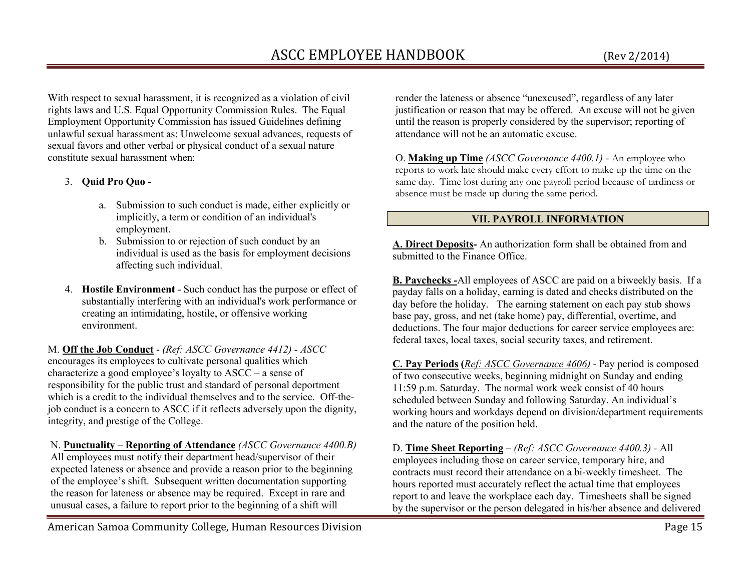With respect to sexual harassment, it is recognized as a violation of civil rights laws and U.S. Equal Opportunity Commission Rules. The Equal Employment Opportunity Commission has issued Guidelines defining unlawful sexual harassment as: Unwelcome sexual advances, requests of sexual favors and other verbal or physical conduct of a sexual nature constitute sexual harassment when:

3. **Quid Pro Quo** -

    a. Submission to such conduct is made, either explicitly or implicitly, a term or condition of an individual's employment.
    b. Submission to or rejection of such conduct by an individual is used as the basis for employment decisions affecting such individual.

4. **Hostile Environment** - Such conduct has the purpose or effect of substantially interfering with an individual's work performance or creating an intimidating, hostile, or offensive working environment.

M. **<u>Off the Job Conduct</u>** - *(Ref: ASCC Governance 4412) - ASCC* encourages its employees to cultivate personal qualities which characterize a good employee's loyalty to ASCC – a sense of responsibility for the public trust and standard of personal deportment which is a credit to the individual themselves and to the service. Off-the-job conduct is a concern to ASCC if it reflects adversely upon the dignity, integrity, and prestige of the College.

N. **<u>Punctuality – Reporting of Attendance</u>** *(ASCC Governance 4400.B)* All employees must notify their department head/supervisor of their expected lateness or absence and provide a reason prior to the beginning of the employee's shift. Subsequent written documentation supporting the reason for lateness or absence may be required. Except in rare and unusual cases, a failure to report prior to the beginning of a shift will render the lateness or absence "unexcused", regardless of any later justification or reason that may be offered. An excuse will not be given until the reason is properly considered by the supervisor; reporting of attendance will not be an automatic excuse.

O. **<u>Making up Time</u>** *(ASCC Governance 4400.1)* - An employee who reports to work late should make every effort to make up the time on the same day. Time lost during any one payroll period because of tardiness or absence must be made up during the same period.

## VII. PAYROLL INFORMATION

**<u>A. Direct Deposits</u>-** An authorization form shall be obtained from and submitted to the Finance Office.

**<u>B. Paychecks -</u>**All employees of ASCC are paid on a biweekly basis. If a payday falls on a holiday, earning is dated and checks distributed on the day before the holiday. The earning statement on each pay stub shows base pay, gross, and net (take home) pay, differential, overtime, and deductions. The four major deductions for career service employees are: federal taxes, local taxes, social security taxes, and retirement.

**<u>C. Pay Periods</u> (***<u>Ref: ASCC Governance 4606)</u>* - Pay period is composed of two consecutive weeks, beginning midnight on Sunday and ending 11:59 p.m. Saturday. The normal work week consist of 40 hours scheduled between Sunday and following Saturday. An individual's working hours and workdays depend on division/department requirements and the nature of the position held.

D. **<u>Time Sheet Reporting</u>** – *(Ref: ASCC Governance 4400.3)* - All employees including those on career service, temporary hire, and contracts must record their attendance on a bi-weekly timesheet. The hours reported must accurately reflect the actual time that employees report to and leave the workplace each day. Timesheets shall be signed by the supervisor or the person delegated in his/her absence and delivered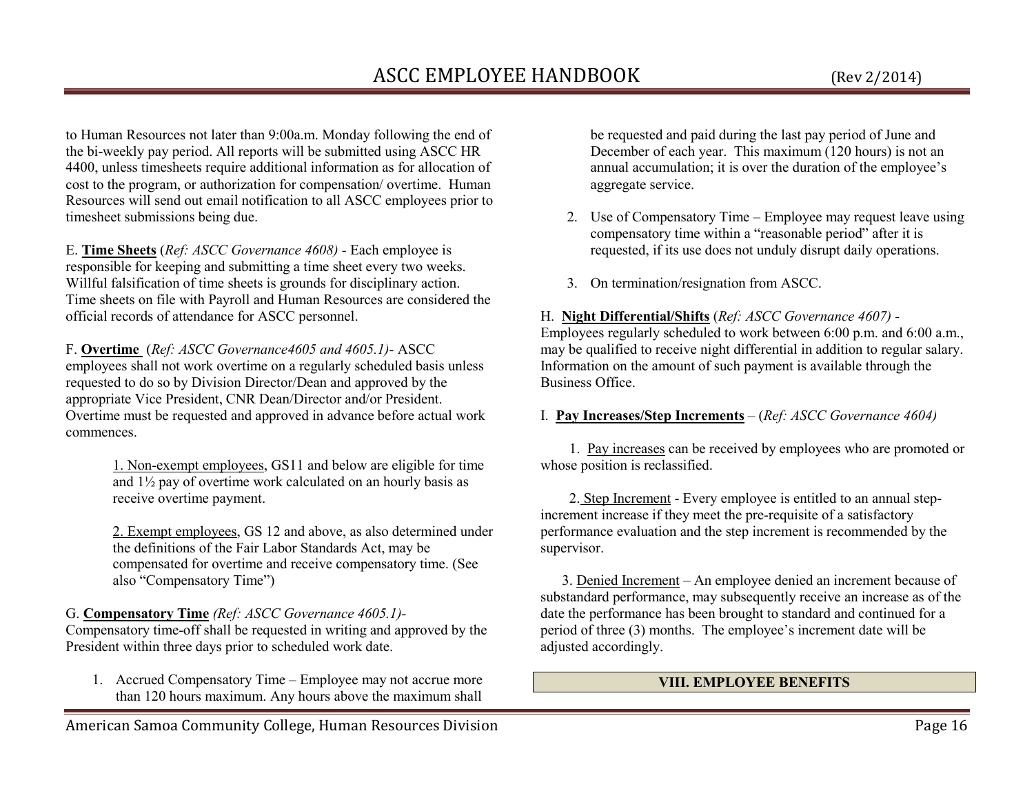to Human Resources not later than 9:00a.m. Monday following the end of the bi-weekly pay period. All reports will be submitted using ASCC HR 4400, unless timesheets require additional information as for allocation of cost to the program, or authorization for compensation/ overtime. Human Resources will send out email notification to all ASCC employees prior to timesheet submissions being due.

E. **Time Sheets** (*Ref: ASCC Governance 4608)* - Each employee is responsible for keeping and submitting a time sheet every two weeks. Willful falsification of time sheets is grounds for disciplinary action. Time sheets on file with Payroll and Human Resources are considered the official records of attendance for ASCC personnel.

F. **Overtime** (*Ref: ASCC Governance4605 and 4605.1)*- ASCC employees shall not work overtime on a regularly scheduled basis unless requested to do so by Division Director/Dean and approved by the appropriate Vice President, CNR Dean/Director and/or President. Overtime must be requested and approved in advance before actual work commences.

1. Non-exempt employees, GS11 and below are eligible for time and 1½ pay of overtime work calculated on an hourly basis as receive overtime payment.

2. Exempt employees, GS 12 and above, as also determined under the definitions of the Fair Labor Standards Act, may be compensated for overtime and receive compensatory time. (See also "Compensatory Time")

G. **Compensatory Time** *(Ref: ASCC Governance 4605.1)*- Compensatory time-off shall be requested in writing and approved by the President within three days prior to scheduled work date.

1. Accrued Compensatory Time – Employee may not accrue more than 120 hours maximum. Any hours above the maximum shall be requested and paid during the last pay period of June and December of each year. This maximum (120 hours) is not an annual accumulation; it is over the duration of the employee's aggregate service.
2. Use of Compensatory Time – Employee may request leave using compensatory time within a "reasonable period" after it is requested, if its use does not unduly disrupt daily operations.
3. On termination/resignation from ASCC.

H. **Night Differential/Shifts** (*Ref: ASCC Governance 4607) -* Employees regularly scheduled to work between 6:00 p.m. and 6:00 a.m., may be qualified to receive night differential in addition to regular salary. Information on the amount of such payment is available through the Business Office.

I. **Pay Increases/Step Increments** – (*Ref: ASCC Governance 4604)*

1. Pay increases can be received by employees who are promoted or whose position is reclassified.

2. Step Increment - Every employee is entitled to an annual step-increment increase if they meet the pre-requisite of a satisfactory performance evaluation and the step increment is recommended by the supervisor.

3. Denied Increment – An employee denied an increment because of substandard performance, may subsequently receive an increase as of the date the performance has been brought to standard and continued for a period of three (3) months. The employee's increment date will be adjusted accordingly.

## VIII. EMPLOYEE BENEFITS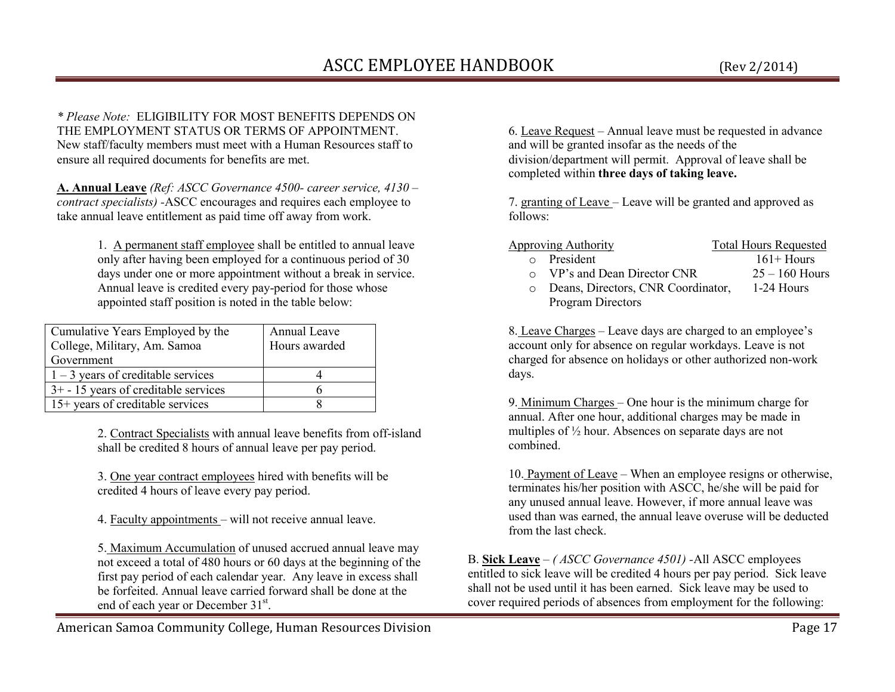*\* Please Note:* ELIGIBILITY FOR MOST BENEFITS DEPENDS ON THE EMPLOYMENT STATUS OR TERMS OF APPOINTMENT. New staff/faculty members must meet with a Human Resources staff to ensure all required documents for benefits are met.

**A. Annual Leave** *(Ref: ASCC Governance 4500- career service, 4130 – contract specialists)* -ASCC encourages and requires each employee to take annual leave entitlement as paid time off away from work.

1. A permanent staff employee shall be entitled to annual leave only after having been employed for a continuous period of 30 days under one or more appointment without a break in service. Annual leave is credited every pay-period for those whose appointed staff position is noted in the table below:

| Cumulative Years Employed by the College, Military, Am. Samoa Government | Annual Leave Hours awarded |
|---|---|
| 1 – 3 years of creditable services | 4 |
| 3+ - 15 years of creditable services | 6 |
| 15+ years of creditable services | 8 |

2. Contract Specialists with annual leave benefits from off-island shall be credited 8 hours of annual leave per pay period.

3. One year contract employees hired with benefits will be credited 4 hours of leave every pay period.

4. Faculty appointments – will not receive annual leave.

5. Maximum Accumulation of unused accrued annual leave may not exceed a total of 480 hours or 60 days at the beginning of the first pay period of each calendar year. Any leave in excess shall be forfeited. Annual leave carried forward shall be done at the end of each year or December 31st.

6. Leave Request – Annual leave must be requested in advance and will be granted insofar as the needs of the division/department will permit. Approval of leave shall be completed within **three days of taking leave.**

7. granting of Leave – Leave will be granted and approved as follows:

| Approving Authority | Total Hours Requested |
|---|---|
| President | 161+ Hours |
| VP's and Dean Director CNR | 25 – 160 Hours |
| Deans, Directors, CNR Coordinator, Program Directors | 1-24 Hours |

8. Leave Charges – Leave days are charged to an employee's account only for absence on regular workdays. Leave is not charged for absence on holidays or other authorized non-work days.

9. Minimum Charges – One hour is the minimum charge for annual. After one hour, additional charges may be made in multiples of ½ hour. Absences on separate days are not combined.

10. Payment of Leave – When an employee resigns or otherwise, terminates his/her position with ASCC, he/she will be paid for any unused annual leave. However, if more annual leave was used than was earned, the annual leave overuse will be deducted from the last check.

B. **Sick Leave** – *( ASCC Governance 4501)* -All ASCC employees entitled to sick leave will be credited 4 hours per pay period. Sick leave shall not be used until it has been earned. Sick leave may be used to cover required periods of absences from employment for the following: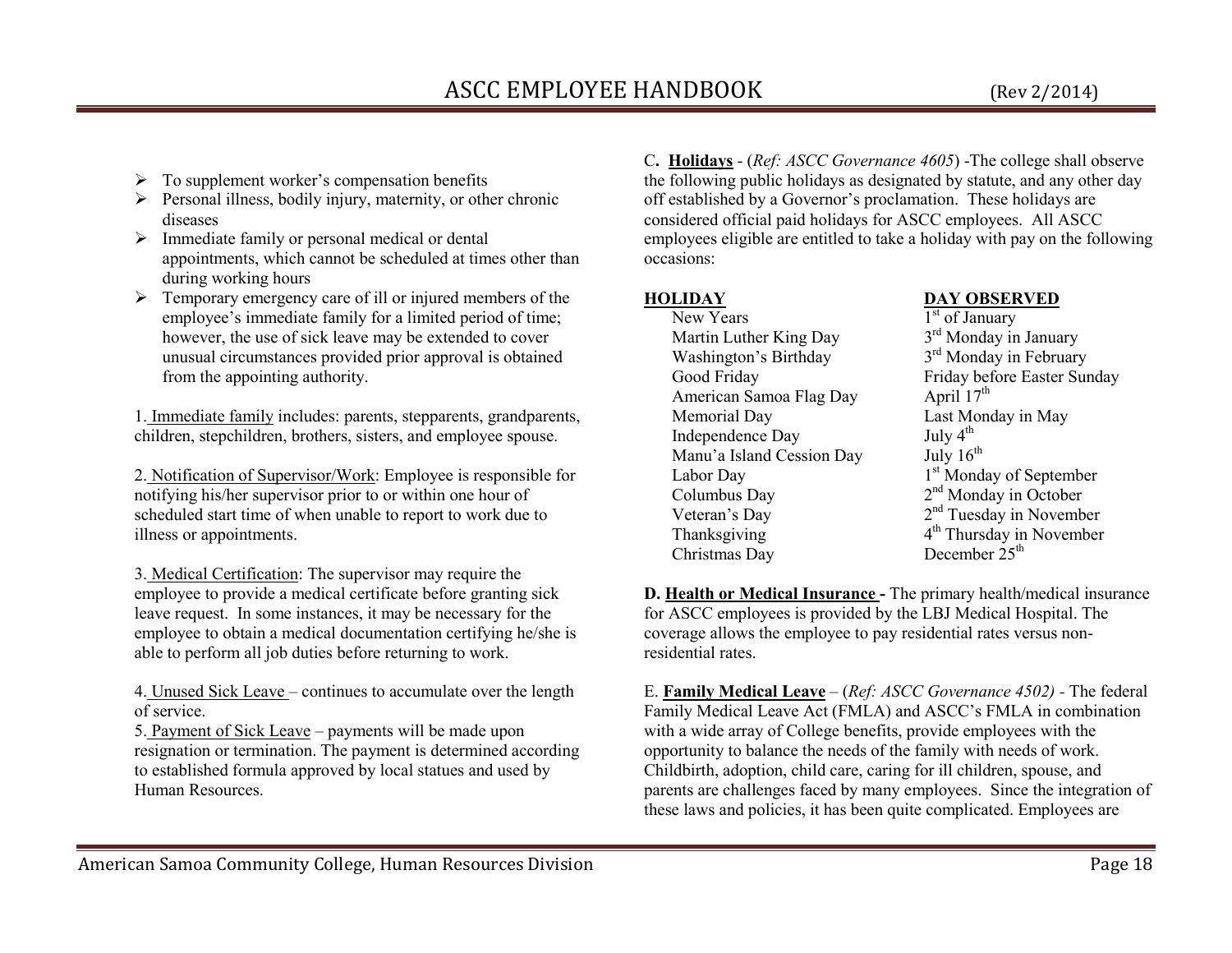- To supplement worker's compensation benefits
- Personal illness, bodily injury, maternity, or other chronic diseases
- Immediate family or personal medical or dental appointments, which cannot be scheduled at times other than during working hours
- Temporary emergency care of ill or injured members of the employee's immediate family for a limited period of time; however, the use of sick leave may be extended to cover unusual circumstances provided prior approval is obtained from the appointing authority.

1. Immediate family includes: parents, stepparents, grandparents, children, stepchildren, brothers, sisters, and employee spouse.

2. Notification of Supervisor/Work: Employee is responsible for notifying his/her supervisor prior to or within one hour of scheduled start time of when unable to report to work due to illness or appointments.

3. Medical Certification: The supervisor may require the employee to provide a medical certificate before granting sick leave request. In some instances, it may be necessary for the employee to obtain a medical documentation certifying he/she is able to perform all job duties before returning to work.

4. Unused Sick Leave – continues to accumulate over the length of service.

5. Payment of Sick Leave – payments will be made upon resignation or termination. The payment is determined according to established formula approved by local statues and used by Human Resources.

C. **Holidays** - (*Ref: ASCC Governance 4605*) -The college shall observe the following public holidays as designated by statute, and any other day off established by a Governor's proclamation. These holidays are considered official paid holidays for ASCC employees. All ASCC employees eligible are entitled to take a holiday with pay on the following occasions:

| HOLIDAY | DAY OBSERVED |
|---|---|
| New Years | 1st of January |
| Martin Luther King Day | 3rd Monday in January |
| Washington's Birthday | 3rd Monday in February |
| Good Friday | Friday before Easter Sunday |
| American Samoa Flag Day | April 17th |
| Memorial Day | Last Monday in May |
| Independence Day | July 4th |
| Manu'a Island Cession Day | July 16th |
| Labor Day | 1st Monday of September |
| Columbus Day | 2nd Monday in October |
| Veteran's Day | 2nd Tuesday in November |
| Thanksgiving | 4th Thursday in November |
| Christmas Day | December 25th |

**D. Health or Medical Insurance -** The primary health/medical insurance for ASCC employees is provided by the LBJ Medical Hospital. The coverage allows the employee to pay residential rates versus non-residential rates.

E. **Family Medical Leave** – (*Ref: ASCC Governance 4502)* - The federal Family Medical Leave Act (FMLA) and ASCC's FMLA in combination with a wide array of College benefits, provide employees with the opportunity to balance the needs of the family with needs of work. Childbirth, adoption, child care, caring for ill children, spouse, and parents are challenges faced by many employees. Since the integration of these laws and policies, it has been quite complicated. Employees are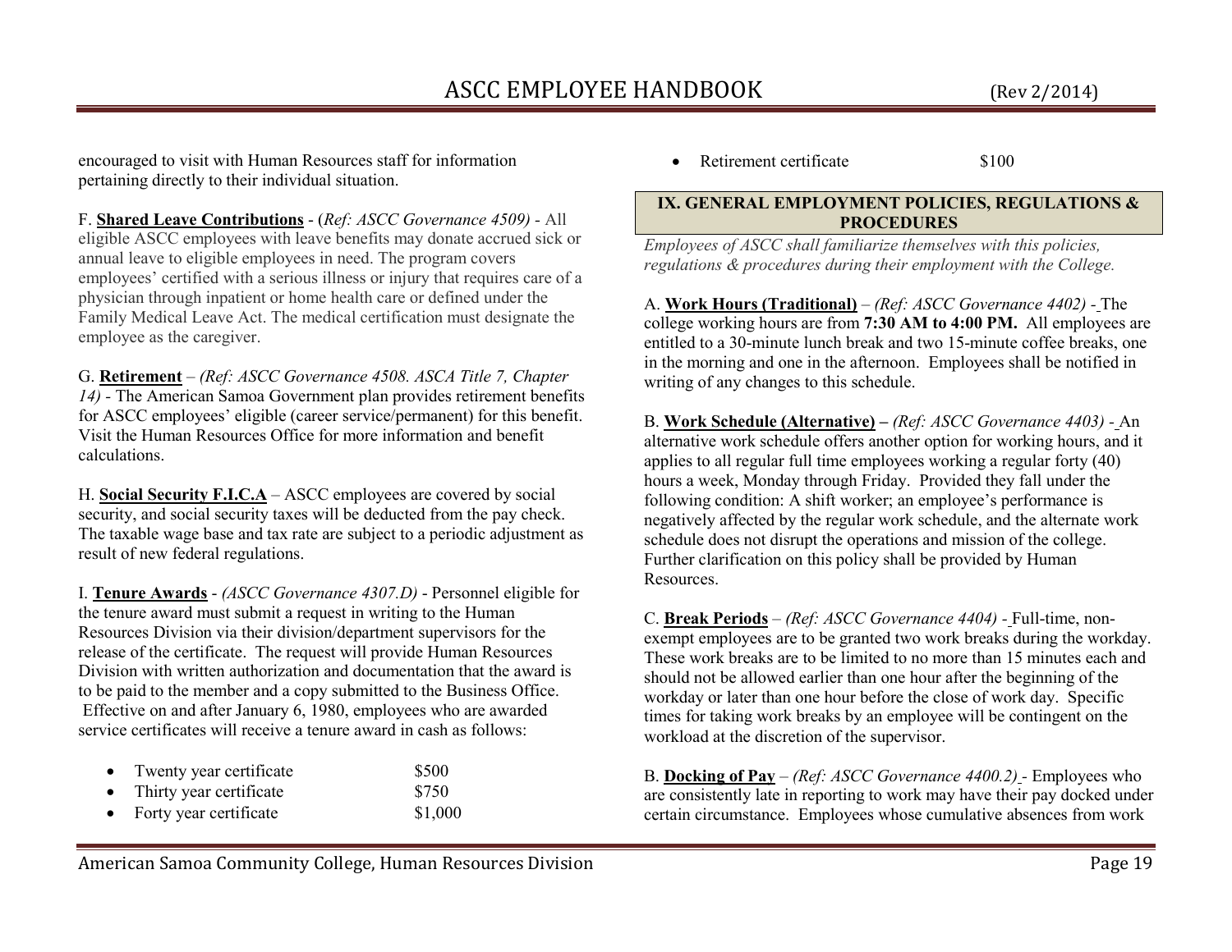encouraged to visit with Human Resources staff for information pertaining directly to their individual situation.

F. **Shared Leave Contributions** - (*Ref: ASCC Governance 4509)* - All eligible ASCC employees with leave benefits may donate accrued sick or annual leave to eligible employees in need. The program covers employees' certified with a serious illness or injury that requires care of a physician through inpatient or home health care or defined under the Family Medical Leave Act. The medical certification must designate the employee as the caregiver.

G. **Retirement** – *(Ref: ASCC Governance 4508. ASCA Title 7, Chapter 14)* - The American Samoa Government plan provides retirement benefits for ASCC employees' eligible (career service/permanent) for this benefit. Visit the Human Resources Office for more information and benefit calculations.

H. **Social Security F.I.C.A** – ASCC employees are covered by social security, and social security taxes will be deducted from the pay check. The taxable wage base and tax rate are subject to a periodic adjustment as result of new federal regulations.

I. **Tenure Awards** - *(ASCC Governance 4307.D)* - Personnel eligible for the tenure award must submit a request in writing to the Human Resources Division via their division/department supervisors for the release of the certificate. The request will provide Human Resources Division with written authorization and documentation that the award is to be paid to the member and a copy submitted to the Business Office. Effective on and after January 6, 1980, employees who are awarded service certificates will receive a tenure award in cash as follows:

- Twenty year certificate $500
- Thirty year certificate $750
- Forty year certificate $1,000
- Retirement certificate $100

## IX. GENERAL EMPLOYMENT POLICIES, REGULATIONS & PROCEDURES

*Employees of ASCC shall familiarize themselves with this policies, regulations & procedures during their employment with the College.*

A. **Work Hours (Traditional)** – *(Ref: ASCC Governance 4402)* - The college working hours are from **7:30 AM to 4:00 PM.** All employees are entitled to a 30-minute lunch break and two 15-minute coffee breaks, one in the morning and one in the afternoon. Employees shall be notified in writing of any changes to this schedule.

B. **Work Schedule (Alternative) –** *(Ref: ASCC Governance 4403)* - An alternative work schedule offers another option for working hours, and it applies to all regular full time employees working a regular forty (40) hours a week, Monday through Friday. Provided they fall under the following condition: A shift worker; an employee's performance is negatively affected by the regular work schedule, and the alternate work schedule does not disrupt the operations and mission of the college. Further clarification on this policy shall be provided by Human Resources.

C. **Break Periods** – *(Ref: ASCC Governance 4404)* - Full-time, non-exempt employees are to be granted two work breaks during the workday. These work breaks are to be limited to no more than 15 minutes each and should not be allowed earlier than one hour after the beginning of the workday or later than one hour before the close of work day. Specific times for taking work breaks by an employee will be contingent on the workload at the discretion of the supervisor.

B. **Docking of Pay** – *(Ref: ASCC Governance 4400.2)* - Employees who are consistently late in reporting to work may have their pay docked under certain circumstance. Employees whose cumulative absences from work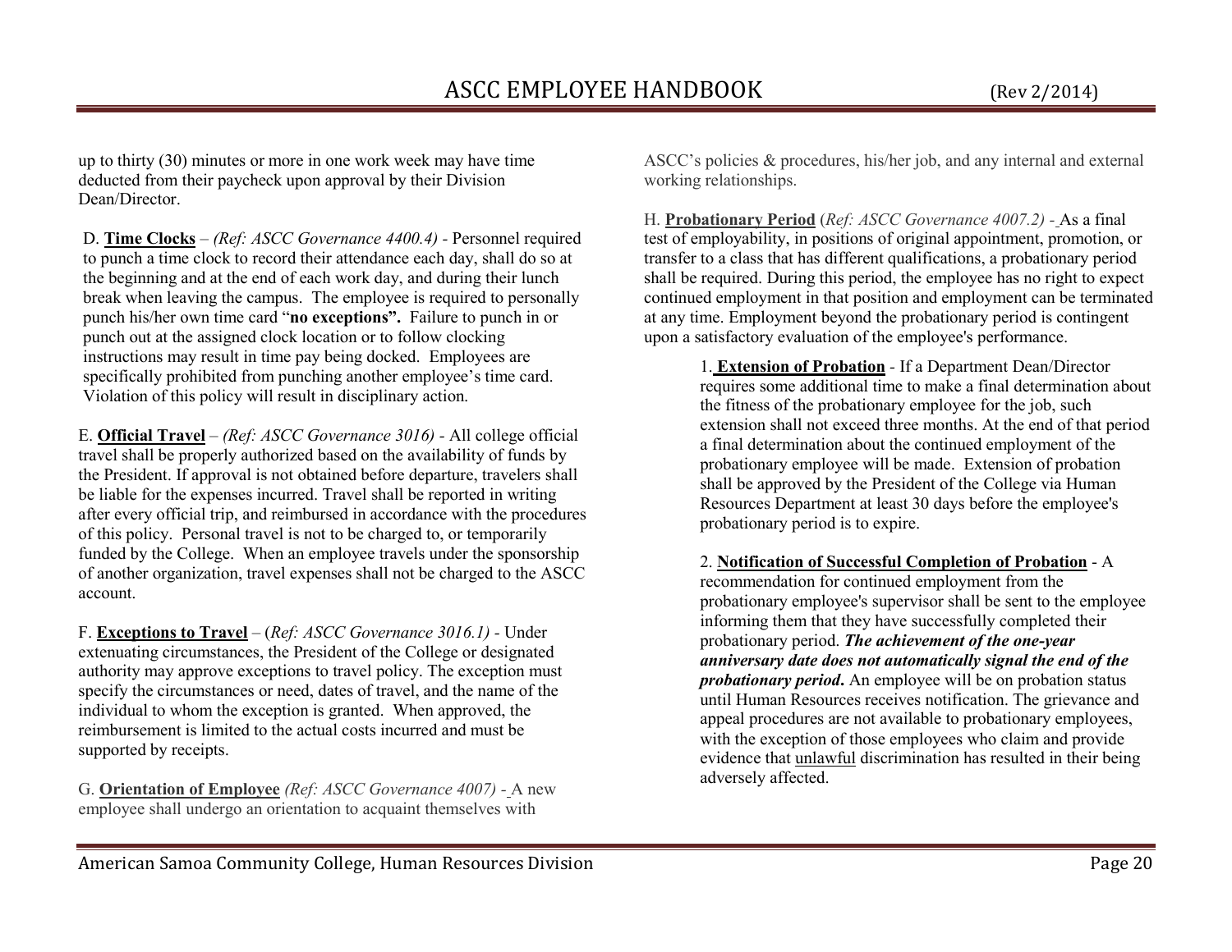up to thirty (30) minutes or more in one work week may have time deducted from their paycheck upon approval by their Division Dean/Director.

D. **Time Clocks** – *(Ref: ASCC Governance 4400.4)* - Personnel required to punch a time clock to record their attendance each day, shall do so at the beginning and at the end of each work day, and during their lunch break when leaving the campus. The employee is required to personally punch his/her own time card "**no exceptions".** Failure to punch in or punch out at the assigned clock location or to follow clocking instructions may result in time pay being docked. Employees are specifically prohibited from punching another employee's time card. Violation of this policy will result in disciplinary action.

E. **Official Travel** – *(Ref: ASCC Governance 3016)* - All college official travel shall be properly authorized based on the availability of funds by the President. If approval is not obtained before departure, travelers shall be liable for the expenses incurred. Travel shall be reported in writing after every official trip, and reimbursed in accordance with the procedures of this policy. Personal travel is not to be charged to, or temporarily funded by the College. When an employee travels under the sponsorship of another organization, travel expenses shall not be charged to the ASCC account.

F. **Exceptions to Travel** – (*Ref: ASCC Governance 3016.1)* - Under extenuating circumstances, the President of the College or designated authority may approve exceptions to travel policy. The exception must specify the circumstances or need, dates of travel, and the name of the individual to whom the exception is granted. When approved, the reimbursement is limited to the actual costs incurred and must be supported by receipts.

G. **Orientation of Employee** *(Ref: ASCC Governance 4007)* - A new employee shall undergo an orientation to acquaint themselves with ASCC's policies & procedures, his/her job, and any internal and external working relationships.

H. **Probationary Period** (*Ref: ASCC Governance 4007.2)* - As a final test of employability, in positions of original appointment, promotion, or transfer to a class that has different qualifications, a probationary period shall be required. During this period, the employee has no right to expect continued employment in that position and employment can be terminated at any time. Employment beyond the probationary period is contingent upon a satisfactory evaluation of the employee's performance.

1. **Extension of Probation** - If a Department Dean/Director requires some additional time to make a final determination about the fitness of the probationary employee for the job, such extension shall not exceed three months. At the end of that period a final determination about the continued employment of the probationary employee will be made. Extension of probation shall be approved by the President of the College via Human Resources Department at least 30 days before the employee's probationary period is to expire.

2. **Notification of Successful Completion of Probation** - A recommendation for continued employment from the probationary employee's supervisor shall be sent to the employee informing them that they have successfully completed their probationary period. ***The achievement of the one-year anniversary date does not automatically signal the end of the probationary period***. An employee will be on probation status until Human Resources receives notification. The grievance and appeal procedures are not available to probationary employees, with the exception of those employees who claim and provide evidence that unlawful discrimination has resulted in their being adversely affected.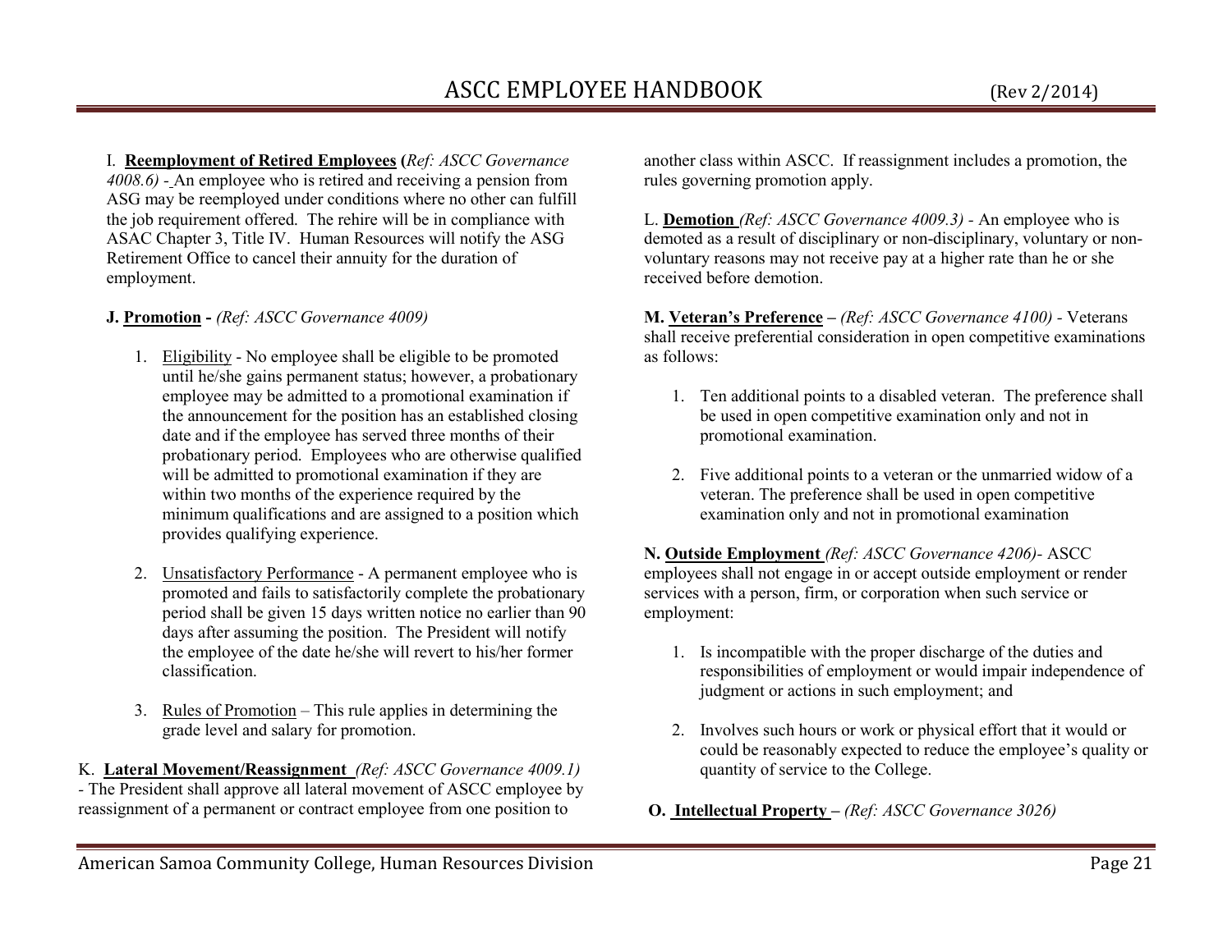I. **Reemployment of Retired Employees** (*Ref: ASCC Governance 4008.6)* - An employee who is retired and receiving a pension from ASG may be reemployed under conditions where no other can fulfill the job requirement offered. The rehire will be in compliance with ASAC Chapter 3, Title IV. Human Resources will notify the ASG Retirement Office to cancel their annuity for the duration of employment.

**J. Promotion -** *(Ref: ASCC Governance 4009)*

1. Eligibility - No employee shall be eligible to be promoted until he/she gains permanent status; however, a probationary employee may be admitted to a promotional examination if the announcement for the position has an established closing date and if the employee has served three months of their probationary period. Employees who are otherwise qualified will be admitted to promotional examination if they are within two months of the experience required by the minimum qualifications and are assigned to a position which provides qualifying experience.

2. Unsatisfactory Performance - A permanent employee who is promoted and fails to satisfactorily complete the probationary period shall be given 15 days written notice no earlier than 90 days after assuming the position. The President will notify the employee of the date he/she will revert to his/her former classification.

3. Rules of Promotion – This rule applies in determining the grade level and salary for promotion.

K. **Lateral Movement/Reassignment** *(Ref: ASCC Governance 4009.1)* - The President shall approve all lateral movement of ASCC employee by reassignment of a permanent or contract employee from one position to another class within ASCC. If reassignment includes a promotion, the rules governing promotion apply.

L. **Demotion** *(Ref: ASCC Governance 4009.3)* - An employee who is demoted as a result of disciplinary or non-disciplinary, voluntary or non-voluntary reasons may not receive pay at a higher rate than he or she received before demotion.

**M. Veteran's Preference –** *(Ref: ASCC Governance 4100)* - Veterans shall receive preferential consideration in open competitive examinations as follows:

1. Ten additional points to a disabled veteran. The preference shall be used in open competitive examination only and not in promotional examination.

2. Five additional points to a veteran or the unmarried widow of a veteran. The preference shall be used in open competitive examination only and not in promotional examination

**N. Outside Employment** *(Ref: ASCC Governance 4206)*- ASCC employees shall not engage in or accept outside employment or render services with a person, firm, or corporation when such service or employment:

1. Is incompatible with the proper discharge of the duties and responsibilities of employment or would impair independence of judgment or actions in such employment; and

2. Involves such hours or work or physical effort that it would or could be reasonably expected to reduce the employee's quality or quantity of service to the College.

**O. Intellectual Property –** *(Ref: ASCC Governance 3026)*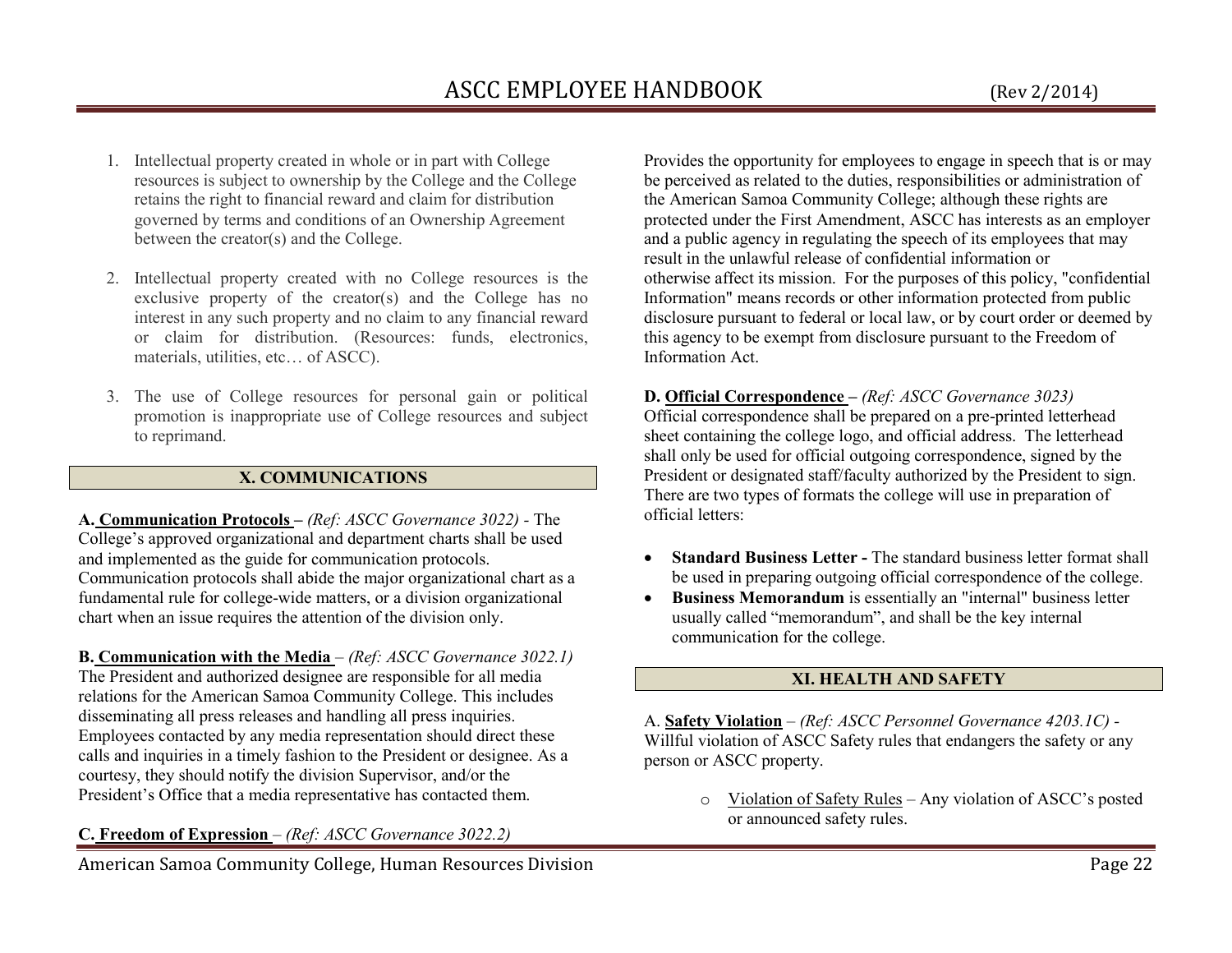1. Intellectual property created in whole or in part with College resources is subject to ownership by the College and the College retains the right to financial reward and claim for distribution governed by terms and conditions of an Ownership Agreement between the creator(s) and the College.

2. Intellectual property created with no College resources is the exclusive property of the creator(s) and the College has no interest in any such property and no claim to any financial reward or claim for distribution. (Resources: funds, electronics, materials, utilities, etc… of ASCC).

3. The use of College resources for personal gain or political promotion is inappropriate use of College resources and subject to reprimand.

## X. COMMUNICATIONS

**A. Communication Protocols –** *(Ref: ASCC Governance 3022)* - The College's approved organizational and department charts shall be used and implemented as the guide for communication protocols. Communication protocols shall abide the major organizational chart as a fundamental rule for college-wide matters, or a division organizational chart when an issue requires the attention of the division only.

**B. Communication with the Media** – *(Ref: ASCC Governance 3022.1)* The President and authorized designee are responsible for all media relations for the American Samoa Community College. This includes disseminating all press releases and handling all press inquiries. Employees contacted by any media representation should direct these calls and inquiries in a timely fashion to the President or designee. As a courtesy, they should notify the division Supervisor, and/or the President's Office that a media representative has contacted them.

**C. Freedom of Expression** – *(Ref: ASCC Governance 3022.2)*

Provides the opportunity for employees to engage in speech that is or may be perceived as related to the duties, responsibilities or administration of the American Samoa Community College; although these rights are protected under the First Amendment, ASCC has interests as an employer and a public agency in regulating the speech of its employees that may result in the unlawful release of confidential information or otherwise affect its mission. For the purposes of this policy, "confidential Information" means records or other information protected from public disclosure pursuant to federal or local law, or by court order or deemed by this agency to be exempt from disclosure pursuant to the Freedom of Information Act.

**D. Official Correspondence –** *(Ref: ASCC Governance 3023)* Official correspondence shall be prepared on a pre-printed letterhead sheet containing the college logo, and official address. The letterhead shall only be used for official outgoing correspondence, signed by the President or designated staff/faculty authorized by the President to sign. There are two types of formats the college will use in preparation of official letters:

- **Standard Business Letter -** The standard business letter format shall be used in preparing outgoing official correspondence of the college.
- **Business Memorandum** is essentially an "internal" business letter usually called "memorandum", and shall be the key internal communication for the college.

## XI. HEALTH AND SAFETY

A. **Safety Violation** – *(Ref: ASCC Personnel Governance 4203.1C)* - Willful violation of ASCC Safety rules that endangers the safety or any person or ASCC property.

  - Violation of Safety Rules – Any violation of ASCC's posted or announced safety rules.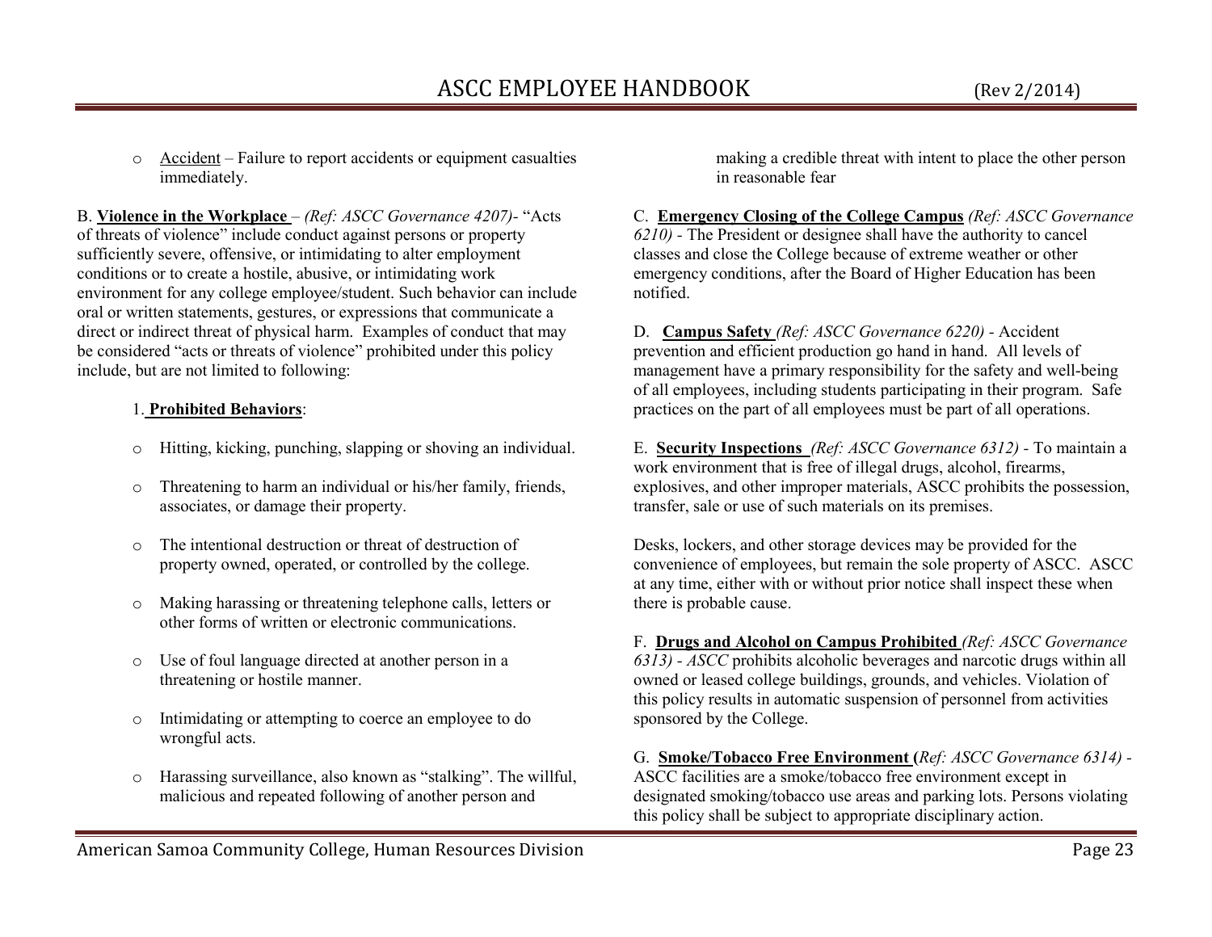- Accident – Failure to report accidents or equipment casualties immediately.

B. **Violence in the Workplace** – *(Ref: ASCC Governance 4207)*- "Acts of threats of violence" include conduct against persons or property sufficiently severe, offensive, or intimidating to alter employment conditions or to create a hostile, abusive, or intimidating work environment for any college employee/student. Such behavior can include oral or written statements, gestures, or expressions that communicate a direct or indirect threat of physical harm. Examples of conduct that may be considered "acts or threats of violence" prohibited under this policy include, but are not limited to following:

1. **Prohibited Behaviors**:

- Hitting, kicking, punching, slapping or shoving an individual.
- Threatening to harm an individual or his/her family, friends, associates, or damage their property.
- The intentional destruction or threat of destruction of property owned, operated, or controlled by the college.
- Making harassing or threatening telephone calls, letters or other forms of written or electronic communications.
- Use of foul language directed at another person in a threatening or hostile manner.
- Intimidating or attempting to coerce an employee to do wrongful acts.
- Harassing surveillance, also known as "stalking". The willful, malicious and repeated following of another person and making a credible threat with intent to place the other person in reasonable fear

C. **Emergency Closing of the College Campus** *(Ref: ASCC Governance 6210)* - The President or designee shall have the authority to cancel classes and close the College because of extreme weather or other emergency conditions, after the Board of Higher Education has been notified.

D. **Campus Safety** *(Ref: ASCC Governance 6220)* - Accident prevention and efficient production go hand in hand. All levels of management have a primary responsibility for the safety and well-being of all employees, including students participating in their program. Safe practices on the part of all employees must be part of all operations.

E. **Security Inspections** *(Ref: ASCC Governance 6312)* - To maintain a work environment that is free of illegal drugs, alcohol, firearms, explosives, and other improper materials, ASCC prohibits the possession, transfer, sale or use of such materials on its premises.

Desks, lockers, and other storage devices may be provided for the convenience of employees, but remain the sole property of ASCC. ASCC at any time, either with or without prior notice shall inspect these when there is probable cause.

F. **Drugs and Alcohol on Campus Prohibited** *(Ref: ASCC Governance 6313) - ASCC* prohibits alcoholic beverages and narcotic drugs within all owned or leased college buildings, grounds, and vehicles. Violation of this policy results in automatic suspension of personnel from activities sponsored by the College.

G. **Smoke/Tobacco Free Environment** (*Ref: ASCC Governance 6314)* - ASCC facilities are a smoke/tobacco free environment except in designated smoking/tobacco use areas and parking lots. Persons violating this policy shall be subject to appropriate disciplinary action.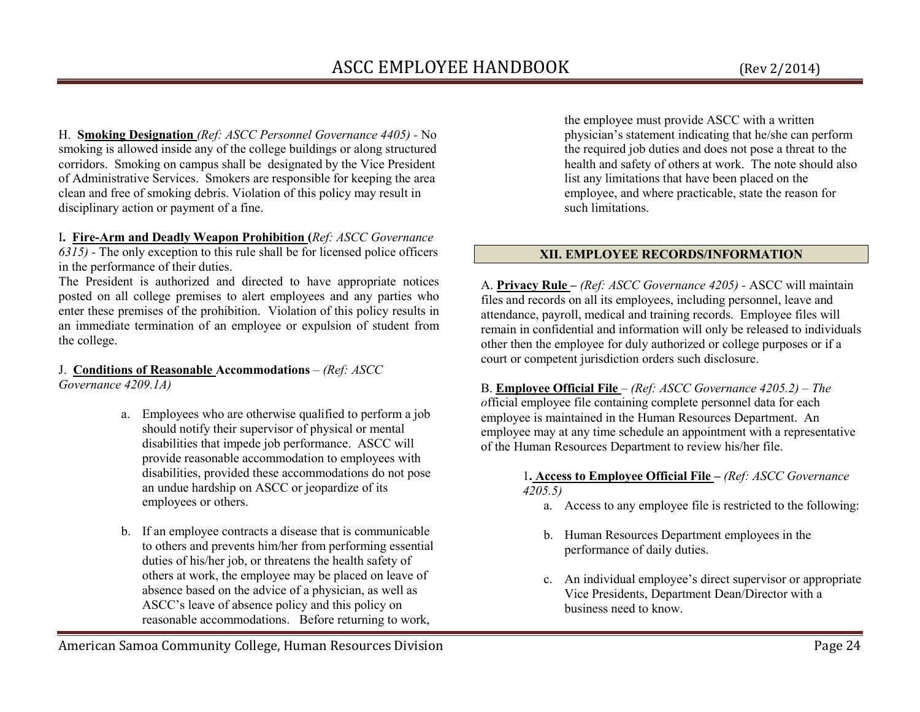H. **Smoking Designation** *(Ref: ASCC Personnel Governance 4405)* - No smoking is allowed inside any of the college buildings or along structured corridors. Smoking on campus shall be designated by the Vice President of Administrative Services. Smokers are responsible for keeping the area clean and free of smoking debris. Violation of this policy may result in disciplinary action or payment of a fine.

I. **Fire-Arm and Deadly Weapon Prohibition** (*Ref: ASCC Governance 6315)* - The only exception to this rule shall be for licensed police officers in the performance of their duties.

The President is authorized and directed to have appropriate notices posted on all college premises to alert employees and any parties who enter these premises of the prohibition. Violation of this policy results in an immediate termination of an employee or expulsion of student from the college.

J. **Conditions of Reasonable Accommodations** – *(Ref: ASCC Governance 4209.1A)*

a. Employees who are otherwise qualified to perform a job should notify their supervisor of physical or mental disabilities that impede job performance. ASCC will provide reasonable accommodation to employees with disabilities, provided these accommodations do not pose an undue hardship on ASCC or jeopardize of its employees or others.

b. If an employee contracts a disease that is communicable to others and prevents him/her from performing essential duties of his/her job, or threatens the health safety of others at work, the employee may be placed on leave of absence based on the advice of a physician, as well as ASCC's leave of absence policy and this policy on reasonable accommodations. Before returning to work, the employee must provide ASCC with a written physician's statement indicating that he/she can perform the required job duties and does not pose a threat to the health and safety of others at work. The note should also list any limitations that have been placed on the employee, and where practicable, state the reason for such limitations.

## XII. EMPLOYEE RECORDS/INFORMATION

A. **Privacy Rule** – *(Ref: ASCC Governance 4205)* - ASCC will maintain files and records on all its employees, including personnel, leave and attendance, payroll, medical and training records. Employee files will remain in confidential and information will only be released to individuals other then the employee for duly authorized or college purposes or if a court or competent jurisdiction orders such disclosure.

B. **Employee Official File** – *(Ref: ASCC Governance 4205.2) – The o*fficial employee file containing complete personnel data for each employee is maintained in the Human Resources Department. An employee may at any time schedule an appointment with a representative of the Human Resources Department to review his/her file.

1. **Access to Employee Official File** – *(Ref: ASCC Governance 4205.5)*

a. Access to any employee file is restricted to the following:

b. Human Resources Department employees in the performance of daily duties.

c. An individual employee's direct supervisor or appropriate Vice Presidents, Department Dean/Director with a business need to know.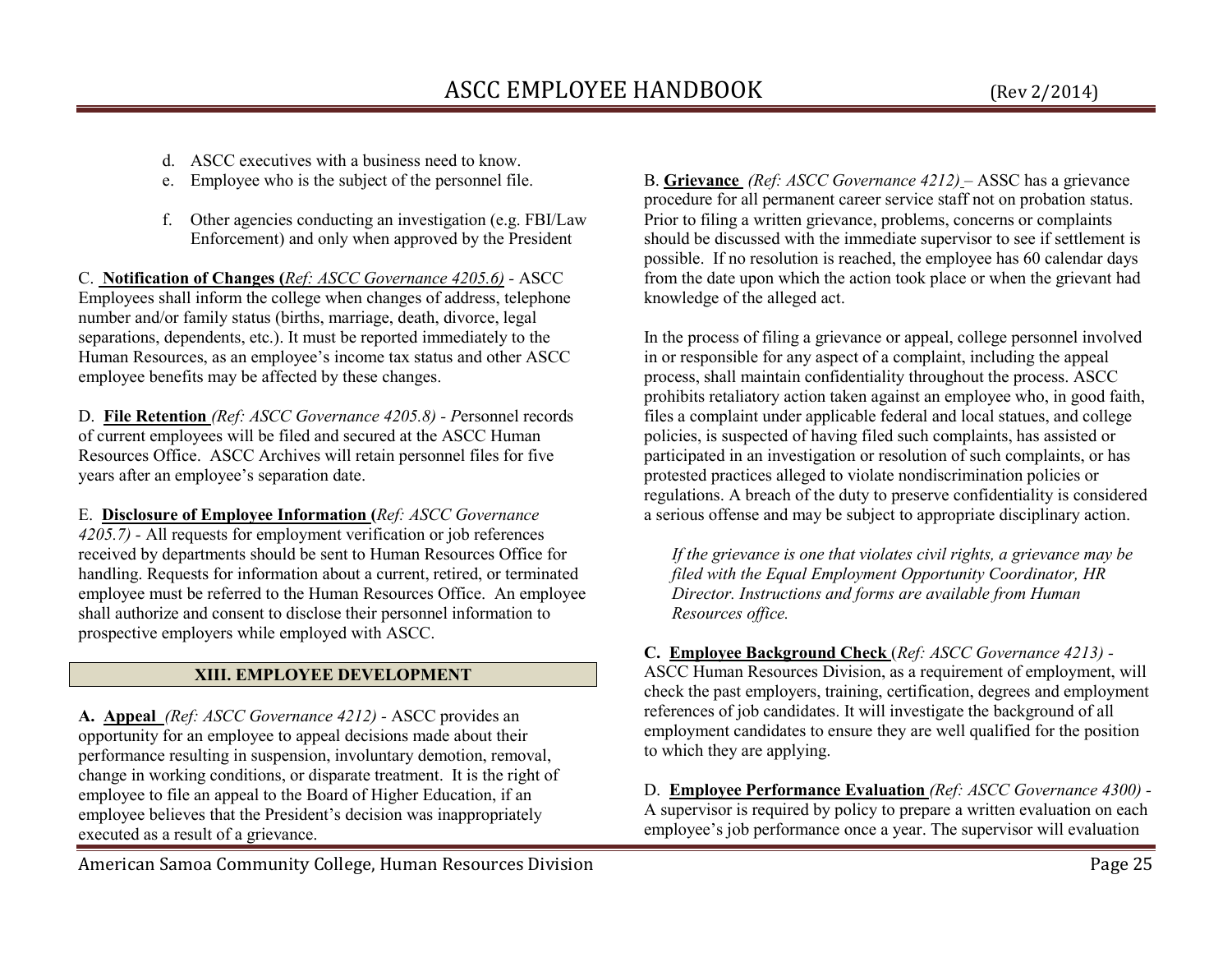d. ASCC executives with a business need to know.
e. Employee who is the subject of the personnel file.

f. Other agencies conducting an investigation (e.g. FBI/Law Enforcement) and only when approved by the President

C. **Notification of Changes (***Ref: ASCC Governance 4205.6)* - ASCC Employees shall inform the college when changes of address, telephone number and/or family status (births, marriage, death, divorce, legal separations, dependents, etc.). It must be reported immediately to the Human Resources, as an employee's income tax status and other ASCC employee benefits may be affected by these changes.

D. **File Retention** *(Ref: ASCC Governance 4205.8) - P*ersonnel records of current employees will be filed and secured at the ASCC Human Resources Office. ASCC Archives will retain personnel files for five years after an employee's separation date.

E. **Disclosure of Employee Information (***Ref: ASCC Governance 4205.7) -* All requests for employment verification or job references received by departments should be sent to Human Resources Office for handling. Requests for information about a current, retired, or terminated employee must be referred to the Human Resources Office. An employee shall authorize and consent to disclose their personnel information to prospective employers while employed with ASCC.

## XIII. EMPLOYEE DEVELOPMENT

**A. Appeal** *(Ref: ASCC Governance 4212)* - ASCC provides an opportunity for an employee to appeal decisions made about their performance resulting in suspension, involuntary demotion, removal, change in working conditions, or disparate treatment. It is the right of employee to file an appeal to the Board of Higher Education, if an employee believes that the President's decision was inappropriately executed as a result of a grievance.

B. **Grievance** *(Ref: ASCC Governance 4212)* – ASSC has a grievance procedure for all permanent career service staff not on probation status. Prior to filing a written grievance, problems, concerns or complaints should be discussed with the immediate supervisor to see if settlement is possible. If no resolution is reached, the employee has 60 calendar days from the date upon which the action took place or when the grievant had knowledge of the alleged act.

In the process of filing a grievance or appeal, college personnel involved in or responsible for any aspect of a complaint, including the appeal process, shall maintain confidentiality throughout the process. ASCC prohibits retaliatory action taken against an employee who, in good faith, files a complaint under applicable federal and local statues, and college policies, is suspected of having filed such complaints, has assisted or participated in an investigation or resolution of such complaints, or has protested practices alleged to violate nondiscrimination policies or regulations. A breach of the duty to preserve confidentiality is considered a serious offense and may be subject to appropriate disciplinary action.

*If the grievance is one that violates civil rights, a grievance may be filed with the Equal Employment Opportunity Coordinator, HR Director. Instructions and forms are available from Human Resources office.*

**C. Employee Background Check** (*Ref: ASCC Governance 4213) -* ASCC Human Resources Division, as a requirement of employment, will check the past employers, training, certification, degrees and employment references of job candidates. It will investigate the background of all employment candidates to ensure they are well qualified for the position to which they are applying.

D. **Employee Performance Evaluation** *(Ref: ASCC Governance 4300) -* A supervisor is required by policy to prepare a written evaluation on each employee's job performance once a year. The supervisor will evaluation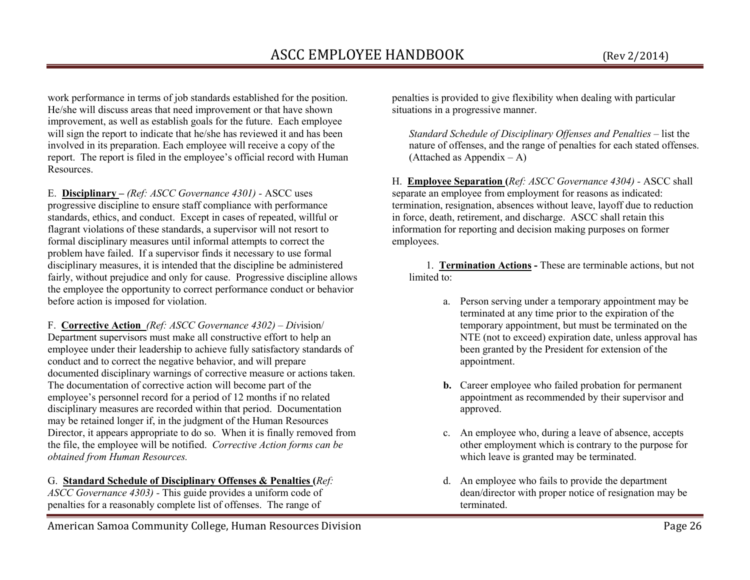work performance in terms of job standards established for the position. He/she will discuss areas that need improvement or that have shown improvement, as well as establish goals for the future. Each employee will sign the report to indicate that he/she has reviewed it and has been involved in its preparation. Each employee will receive a copy of the report. The report is filed in the employee's official record with Human Resources.

E. **Disciplinary** – *(Ref: ASCC Governance 4301)* - ASCC uses progressive discipline to ensure staff compliance with performance standards, ethics, and conduct. Except in cases of repeated, willful or flagrant violations of these standards, a supervisor will not resort to formal disciplinary measures until informal attempts to correct the problem have failed. If a supervisor finds it necessary to use formal disciplinary measures, it is intended that the discipline be administered fairly, without prejudice and only for cause. Progressive discipline allows the employee the opportunity to correct performance conduct or behavior before action is imposed for violation.

F. **Corrective Action** *(Ref: ASCC Governance 4302)* – *Div*ision/ Department supervisors must make all constructive effort to help an employee under their leadership to achieve fully satisfactory standards of conduct and to correct the negative behavior, and will prepare documented disciplinary warnings of corrective measure or actions taken. The documentation of corrective action will become part of the employee's personnel record for a period of 12 months if no related disciplinary measures are recorded within that period. Documentation may be retained longer if, in the judgment of the Human Resources Director, it appears appropriate to do so. When it is finally removed from the file, the employee will be notified. *Corrective Action forms can be obtained from Human Resources.*

G. **Standard Schedule of Disciplinary Offenses & Penalties** (*Ref: ASCC Governance 4303)* - This guide provides a uniform code of penalties for a reasonably complete list of offenses. The range of penalties is provided to give flexibility when dealing with particular situations in a progressive manner.

*Standard Schedule of Disciplinary Offenses and Penalties* – list the nature of offenses, and the range of penalties for each stated offenses. (Attached as Appendix – A)

H. **Employee Separation** (*Ref: ASCC Governance 4304)* - ASCC shall separate an employee from employment for reasons as indicated: termination, resignation, absences without leave, layoff due to reduction in force, death, retirement, and discharge. ASCC shall retain this information for reporting and decision making purposes on former employees.

1. **Termination Actions** - These are terminable actions, but not limited to:

   a. Person serving under a temporary appointment may be terminated at any time prior to the expiration of the temporary appointment, but must be terminated on the NTE (not to exceed) expiration date, unless approval has been granted by the President for extension of the appointment.

   **b.** Career employee who failed probation for permanent appointment as recommended by their supervisor and approved.

   c. An employee who, during a leave of absence, accepts other employment which is contrary to the purpose for which leave is granted may be terminated.

   d. An employee who fails to provide the department dean/director with proper notice of resignation may be terminated.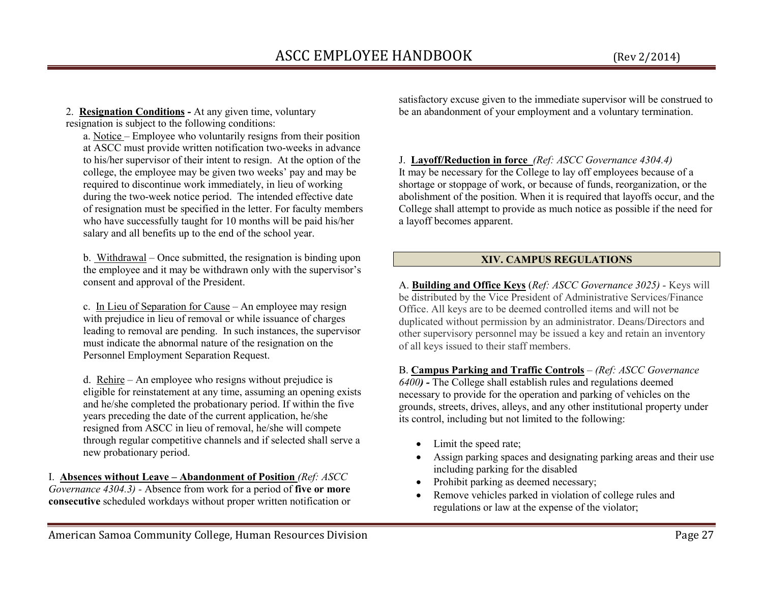2. **Resignation Conditions -** At any given time, voluntary resignation is subject to the following conditions:

a. Notice – Employee who voluntarily resigns from their position at ASCC must provide written notification two-weeks in advance to his/her supervisor of their intent to resign. At the option of the college, the employee may be given two weeks' pay and may be required to discontinue work immediately, in lieu of working during the two-week notice period. The intended effective date of resignation must be specified in the letter. For faculty members who have successfully taught for 10 months will be paid his/her salary and all benefits up to the end of the school year.

b. Withdrawal – Once submitted, the resignation is binding upon the employee and it may be withdrawn only with the supervisor's consent and approval of the President.

c. In Lieu of Separation for Cause – An employee may resign with prejudice in lieu of removal or while issuance of charges leading to removal are pending. In such instances, the supervisor must indicate the abnormal nature of the resignation on the Personnel Employment Separation Request.

d. Rehire – An employee who resigns without prejudice is eligible for reinstatement at any time, assuming an opening exists and he/she completed the probationary period. If within the five years preceding the date of the current application, he/she resigned from ASCC in lieu of removal, he/she will compete through regular competitive channels and if selected shall serve a new probationary period.

I. **Absences without Leave – Abandonment of Position** *(Ref: ASCC Governance 4304.3)* - Absence from work for a period of **five or more consecutive** scheduled workdays without proper written notification or satisfactory excuse given to the immediate supervisor will be construed to be an abandonment of your employment and a voluntary termination.

J. **Layoff/Reduction in force** *(Ref: ASCC Governance 4304.4)*
It may be necessary for the College to lay off employees because of a shortage or stoppage of work, or because of funds, reorganization, or the abolishment of the position. When it is required that layoffs occur, and the College shall attempt to provide as much notice as possible if the need for a layoff becomes apparent.

## XIV. CAMPUS REGULATIONS

A. **Building and Office Keys** (*Ref: ASCC Governance 3025)* - Keys will be distributed by the Vice President of Administrative Services/Finance Office. All keys are to be deemed controlled items and will not be duplicated without permission by an administrator. Deans/Directors and other supervisory personnel may be issued a key and retain an inventory of all keys issued to their staff members.

B. **Campus Parking and Traffic Controls** – *(Ref: ASCC Governance 6400)* **-** The College shall establish rules and regulations deemed necessary to provide for the operation and parking of vehicles on the grounds, streets, drives, alleys, and any other institutional property under its control, including but not limited to the following:

- Limit the speed rate;
- Assign parking spaces and designating parking areas and their use including parking for the disabled
- Prohibit parking as deemed necessary;
- Remove vehicles parked in violation of college rules and regulations or law at the expense of the violator;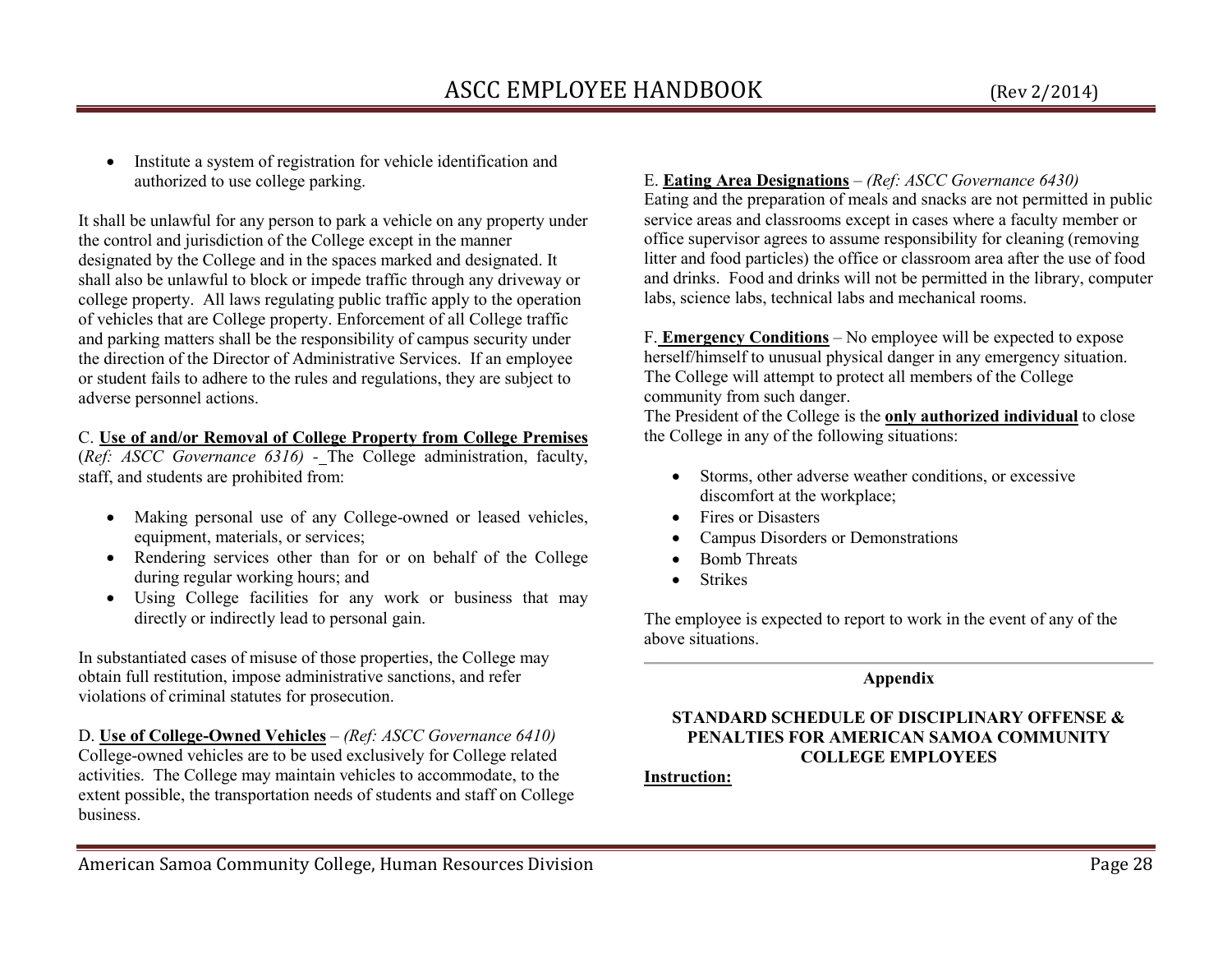- Institute a system of registration for vehicle identification and authorized to use college parking.

It shall be unlawful for any person to park a vehicle on any property under the control and jurisdiction of the College except in the manner designated by the College and in the spaces marked and designated. It shall also be unlawful to block or impede traffic through any driveway or college property. All laws regulating public traffic apply to the operation of vehicles that are College property. Enforcement of all College traffic and parking matters shall be the responsibility of campus security under the direction of the Director of Administrative Services. If an employee or student fails to adhere to the rules and regulations, they are subject to adverse personnel actions.

C. **Use of and/or Removal of College Property from College Premises** (*Ref: ASCC Governance 6316)* - The College administration, faculty, staff, and students are prohibited from:

- Making personal use of any College-owned or leased vehicles, equipment, materials, or services;
- Rendering services other than for or on behalf of the College during regular working hours; and
- Using College facilities for any work or business that may directly or indirectly lead to personal gain.

In substantiated cases of misuse of those properties, the College may obtain full restitution, impose administrative sanctions, and refer violations of criminal statutes for prosecution.

D. **Use of College-Owned Vehicles** – *(Ref: ASCC Governance 6410)* College-owned vehicles are to be used exclusively for College related activities. The College may maintain vehicles to accommodate, to the extent possible, the transportation needs of students and staff on College business.

E. **Eating Area Designations** – *(Ref: ASCC Governance 6430)* Eating and the preparation of meals and snacks are not permitted in public service areas and classrooms except in cases where a faculty member or office supervisor agrees to assume responsibility for cleaning (removing litter and food particles) the office or classroom area after the use of food and drinks. Food and drinks will not be permitted in the library, computer labs, science labs, technical labs and mechanical rooms.

F. **Emergency Conditions** – No employee will be expected to expose herself/himself to unusual physical danger in any emergency situation. The College will attempt to protect all members of the College community from such danger.
The President of the College is the **only authorized individual** to close the College in any of the following situations:

- Storms, other adverse weather conditions, or excessive discomfort at the workplace;
- Fires or Disasters
- Campus Disorders or Demonstrations
- Bomb Threats
- Strikes

The employee is expected to report to work in the event of any of the above situations.

---

**Appendix**

**STANDARD SCHEDULE OF DISCIPLINARY OFFENSE & PENALTIES FOR AMERICAN SAMOA COMMUNITY COLLEGE EMPLOYEES**

**Instruction:**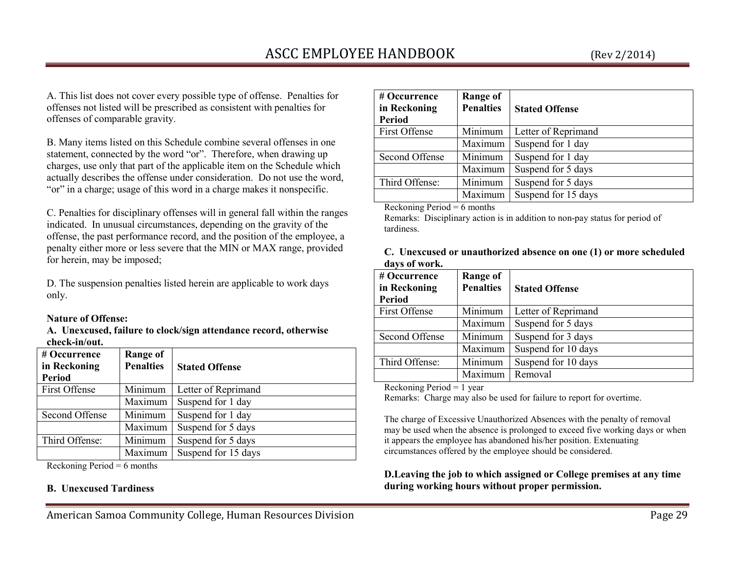A. This list does not cover every possible type of offense. Penalties for offenses not listed will be prescribed as consistent with penalties for offenses of comparable gravity.

B. Many items listed on this Schedule combine several offenses in one statement, connected by the word "or". Therefore, when drawing up charges, use only that part of the applicable item on the Schedule which actually describes the offense under consideration. Do not use the word, "or" in a charge; usage of this word in a charge makes it nonspecific.

C. Penalties for disciplinary offenses will in general fall within the ranges indicated. In unusual circumstances, depending on the gravity of the offense, the past performance record, and the position of the employee, a penalty either more or less severe that the MIN or MAX range, provided for herein, may be imposed;

D. The suspension penalties listed herein are applicable to work days only.

**Nature of Offense:**

**A. Unexcused, failure to clock/sign attendance record, otherwise check-in/out.**

| # Occurrence in Reckoning Period | Range of Penalties | Stated Offense |
|---|---|---|
| First Offense | Minimum | Letter of Reprimand |
| | Maximum | Suspend for 1 day |
| Second Offense | Minimum | Suspend for 1 day |
| | Maximum | Suspend for 5 days |
| Third Offense: | Minimum | Suspend for 5 days |
| | Maximum | Suspend for 15 days |

Reckoning Period = 6 months

**B. Unexcused Tardiness**

| # Occurrence in Reckoning Period | Range of Penalties | Stated Offense |
|---|---|---|
| First Offense | Minimum | Letter of Reprimand |
| | Maximum | Suspend for 1 day |
| Second Offense | Minimum | Suspend for 1 day |
| | Maximum | Suspend for 5 days |
| Third Offense: | Minimum | Suspend for 5 days |
| | Maximum | Suspend for 15 days |

Reckoning Period = 6 months

Remarks: Disciplinary action is in addition to non-pay status for period of tardiness.

**C. Unexcused or unauthorized absence on one (1) or more scheduled days of work.**

| # Occurrence in Reckoning Period | Range of Penalties | Stated Offense |
|---|---|---|
| First Offense | Minimum | Letter of Reprimand |
| | Maximum | Suspend for 5 days |
| Second Offense | Minimum | Suspend for 3 days |
| | Maximum | Suspend for 10 days |
| Third Offense: | Minimum | Suspend for 10 days |
| | Maximum | Removal |

Reckoning Period = 1 year

Remarks: Charge may also be used for failure to report for overtime.

The charge of Excessive Unauthorized Absences with the penalty of removal may be used when the absence is prolonged to exceed five working days or when it appears the employee has abandoned his/her position. Extenuating circumstances offered by the employee should be considered.

**D.Leaving the job to which assigned or College premises at any time during working hours without proper permission.**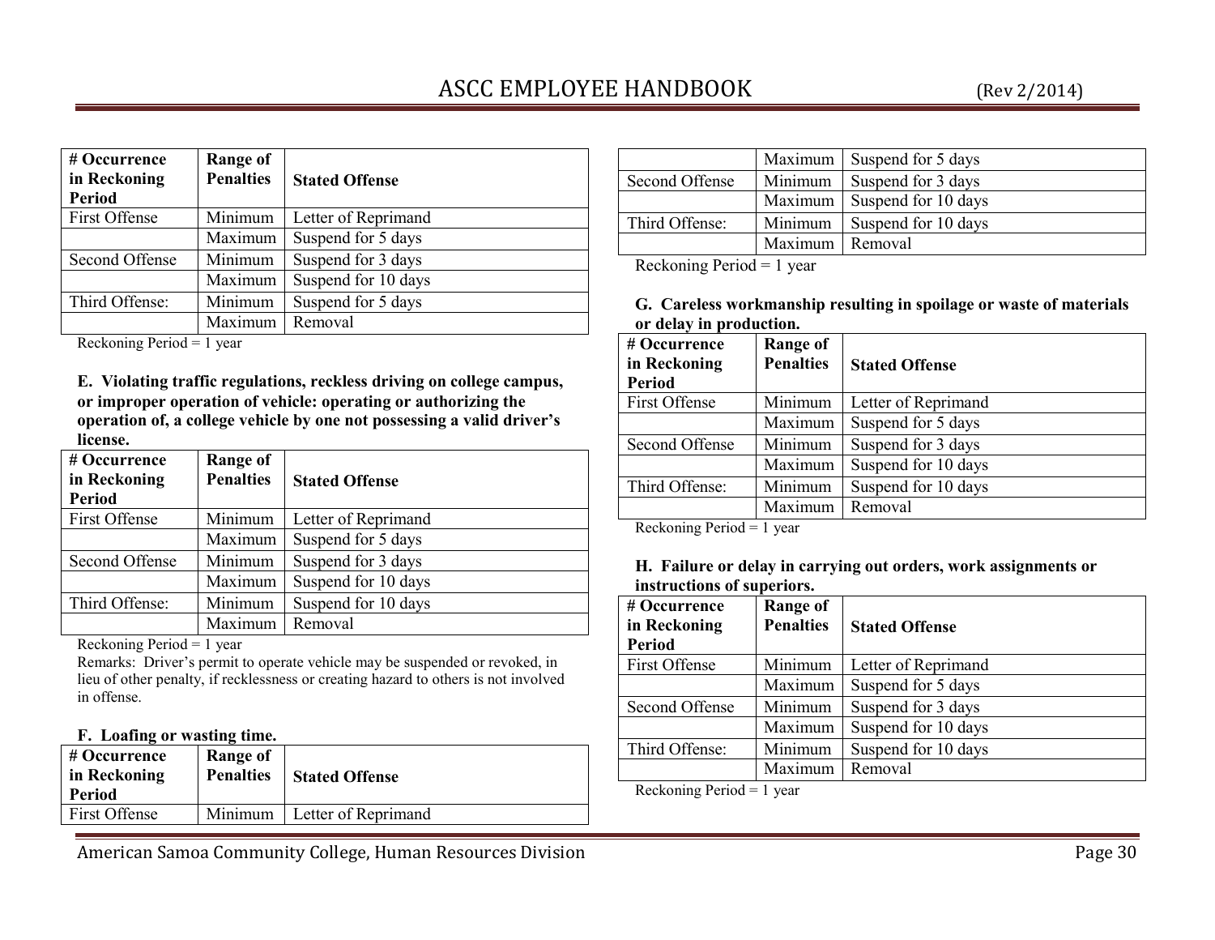| # Occurrence in Reckoning Period | Range of Penalties | Stated Offense |
|---|---|---|
| First Offense | Minimum | Letter of Reprimand |
| | Maximum | Suspend for 5 days |
| Second Offense | Minimum | Suspend for 3 days |
| | Maximum | Suspend for 10 days |
| Third Offense: | Minimum | Suspend for 5 days |
| | Maximum | Removal |

Reckoning Period = 1 year

**E. Violating traffic regulations, reckless driving on college campus, or improper operation of vehicle: operating or authorizing the operation of, a college vehicle by one not possessing a valid driver's license.**

| # Occurrence in Reckoning Period | Range of Penalties | Stated Offense |
|---|---|---|
| First Offense | Minimum | Letter of Reprimand |
| | Maximum | Suspend for 5 days |
| Second Offense | Minimum | Suspend for 3 days |
| | Maximum | Suspend for 10 days |
| Third Offense: | Minimum | Suspend for 10 days |
| | Maximum | Removal |

Reckoning Period = 1 year

Remarks: Driver's permit to operate vehicle may be suspended or revoked, in lieu of other penalty, if recklessness or creating hazard to others is not involved in offense.

**F. Loafing or wasting time.**

| # Occurrence in Reckoning Period | Range of Penalties | Stated Offense |
|---|---|---|
| First Offense | Minimum | Letter of Reprimand |
| | Maximum | Suspend for 5 days |
| Second Offense | Minimum | Suspend for 3 days |
| | Maximum | Suspend for 10 days |
| Third Offense: | Minimum | Suspend for 10 days |
| | Maximum | Removal |

Reckoning Period = 1 year

**G. Careless workmanship resulting in spoilage or waste of materials or delay in production.**

| # Occurrence in Reckoning Period | Range of Penalties | Stated Offense |
|---|---|---|
| First Offense | Minimum | Letter of Reprimand |
| | Maximum | Suspend for 5 days |
| Second Offense | Minimum | Suspend for 3 days |
| | Maximum | Suspend for 10 days |
| Third Offense: | Minimum | Suspend for 10 days |
| | Maximum | Removal |

Reckoning Period = 1 year

**H. Failure or delay in carrying out orders, work assignments or instructions of superiors.**

| # Occurrence in Reckoning Period | Range of Penalties | Stated Offense |
|---|---|---|
| First Offense | Minimum | Letter of Reprimand |
| | Maximum | Suspend for 5 days |
| Second Offense | Minimum | Suspend for 3 days |
| | Maximum | Suspend for 10 days |
| Third Offense: | Minimum | Suspend for 10 days |
| | Maximum | Removal |

Reckoning Period = 1 year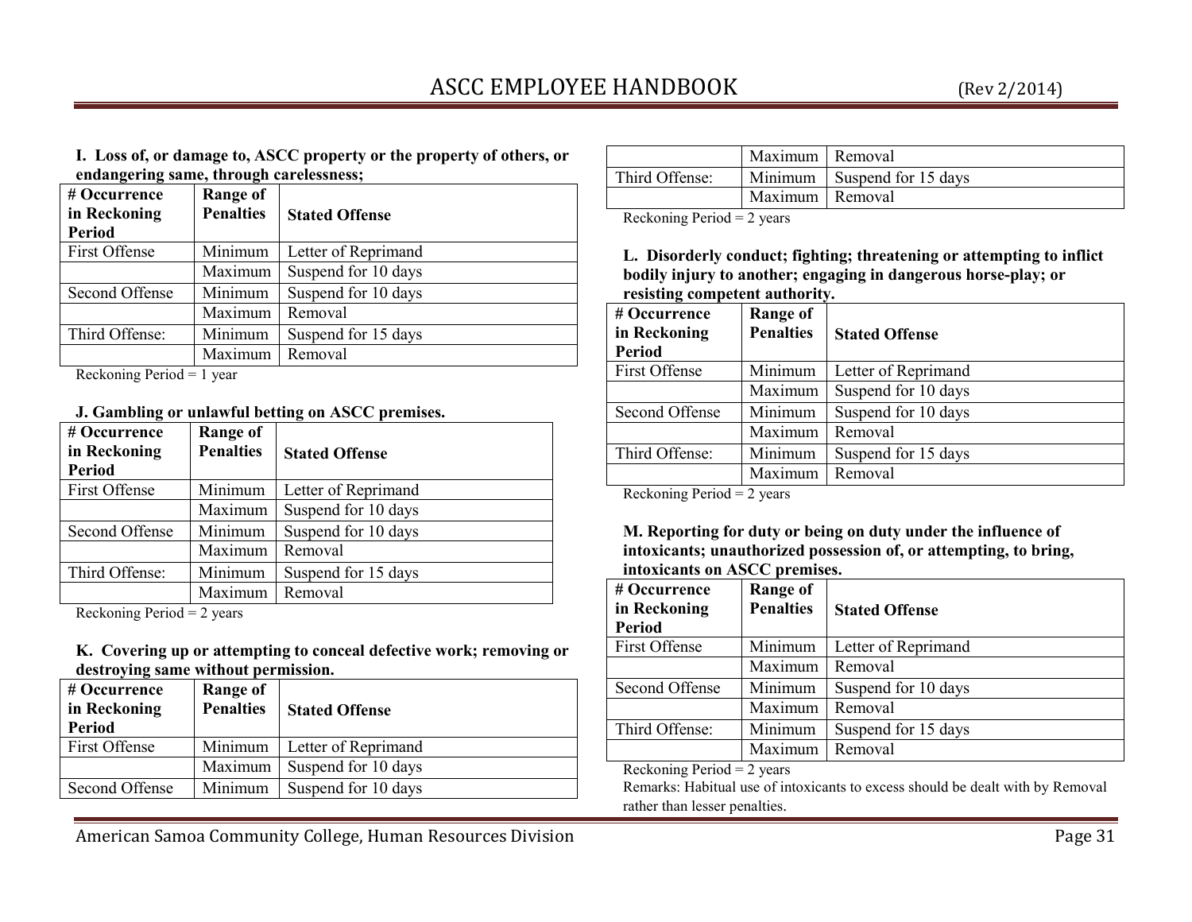**I. Loss of, or damage to, ASCC property or the property of others, or endangering same, through carelessness;**

| # Occurrence in Reckoning Period | Range of Penalties | Stated Offense |
|---|---|---|
| First Offense | Minimum | Letter of Reprimand |
| | Maximum | Suspend for 10 days |
| Second Offense | Minimum | Suspend for 10 days |
| | Maximum | Removal |
| Third Offense: | Minimum | Suspend for 15 days |
| | Maximum | Removal |

Reckoning Period = 1 year

**J. Gambling or unlawful betting on ASCC premises.**

| # Occurrence in Reckoning Period | Range of Penalties | Stated Offense |
|---|---|---|
| First Offense | Minimum | Letter of Reprimand |
| | Maximum | Suspend for 10 days |
| Second Offense | Minimum | Suspend for 10 days |
| | Maximum | Removal |
| Third Offense: | Minimum | Suspend for 15 days |
| | Maximum | Removal |

Reckoning Period = 2 years

**K. Covering up or attempting to conceal defective work; removing or destroying same without permission.**

| # Occurrence in Reckoning Period | Range of Penalties | Stated Offense |
|---|---|---|
| First Offense | Minimum | Letter of Reprimand |
| | Maximum | Suspend for 10 days |
| Second Offense | Minimum | Suspend for 10 days |
| | Maximum | Removal |
| Third Offense: | Minimum | Suspend for 15 days |
| | Maximum | Removal |

Reckoning Period = 2 years

**L. Disorderly conduct; fighting; threatening or attempting to inflict bodily injury to another; engaging in dangerous horse-play; or resisting competent authority.**

| # Occurrence in Reckoning Period | Range of Penalties | Stated Offense |
|---|---|---|
| First Offense | Minimum | Letter of Reprimand |
| | Maximum | Suspend for 10 days |
| Second Offense | Minimum | Suspend for 10 days |
| | Maximum | Removal |
| Third Offense: | Minimum | Suspend for 15 days |
| | Maximum | Removal |

Reckoning Period = 2 years

**M. Reporting for duty or being on duty under the influence of intoxicants; unauthorized possession of, or attempting, to bring, intoxicants on ASCC premises.**

| # Occurrence in Reckoning Period | Range of Penalties | Stated Offense |
|---|---|---|
| First Offense | Minimum | Letter of Reprimand |
| | Maximum | Removal |
| Second Offense | Minimum | Suspend for 10 days |
| | Maximum | Removal |
| Third Offense: | Minimum | Suspend for 15 days |
| | Maximum | Removal |

Reckoning Period = 2 years

Remarks: Habitual use of intoxicants to excess should be dealt with by Removal rather than lesser penalties.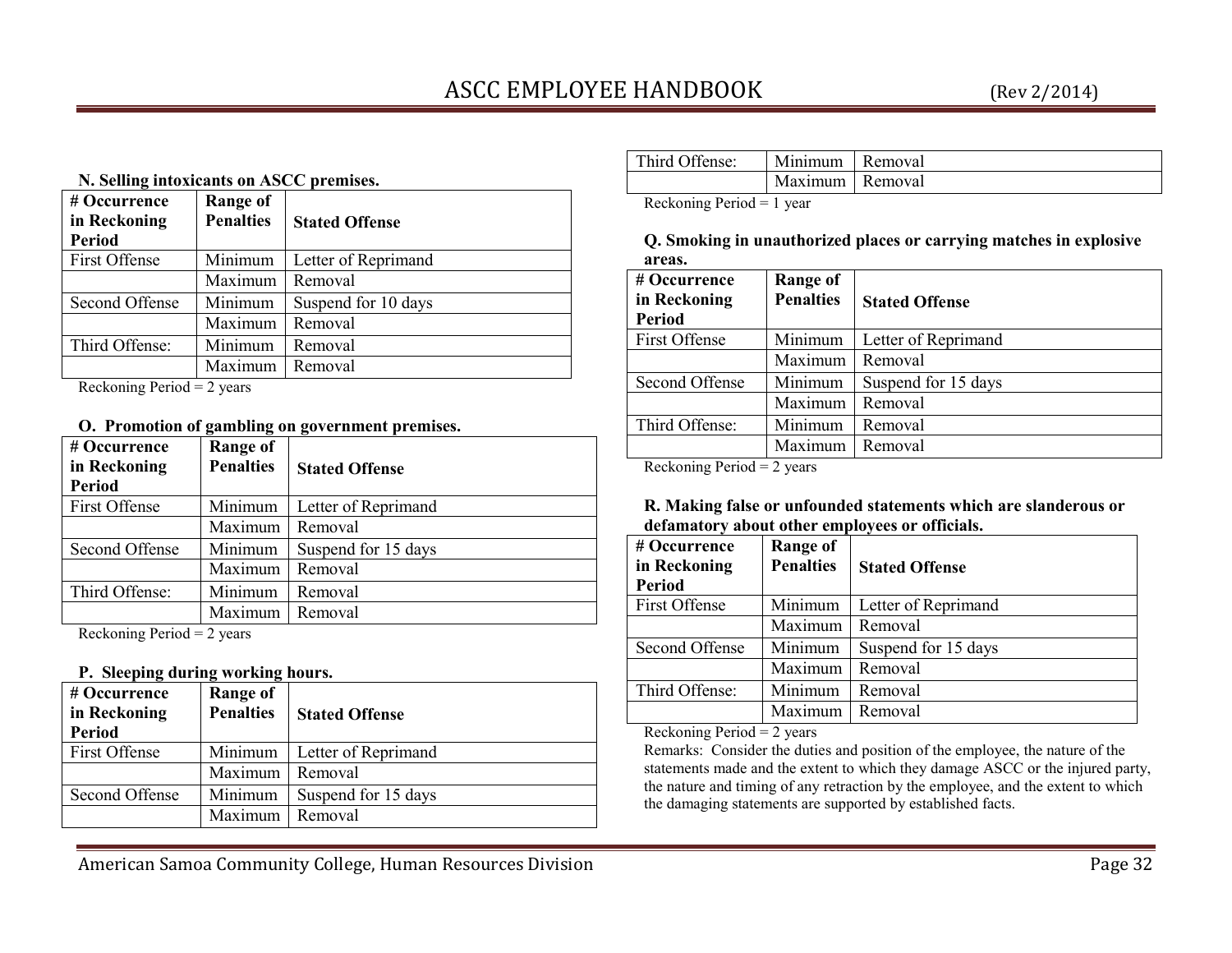**N. Selling intoxicants on ASCC premises.**

| # Occurrence in Reckoning Period | Range of Penalties | Stated Offense |
|---|---|---|
| First Offense | Minimum | Letter of Reprimand |
| | Maximum | Removal |
| Second Offense | Minimum | Suspend for 10 days |
| | Maximum | Removal |
| Third Offense: | Minimum | Removal |
| | Maximum | Removal |

Reckoning Period = 2 years

**O. Promotion of gambling on government premises.**

| # Occurrence in Reckoning Period | Range of Penalties | Stated Offense |
|---|---|---|
| First Offense | Minimum | Letter of Reprimand |
| | Maximum | Removal |
| Second Offense | Minimum | Suspend for 15 days |
| | Maximum | Removal |
| Third Offense: | Minimum | Removal |
| | Maximum | Removal |

Reckoning Period = 2 years

**P. Sleeping during working hours.**

| # Occurrence in Reckoning Period | Range of Penalties | Stated Offense |
|---|---|---|
| First Offense | Minimum | Letter of Reprimand |
| | Maximum | Removal |
| Second Offense | Minimum | Suspend for 15 days |
| | Maximum | Removal |
| Third Offense: | Minimum | Removal |
| | Maximum | Removal |

Reckoning Period = 1 year

**Q. Smoking in unauthorized places or carrying matches in explosive areas.**

| # Occurrence in Reckoning Period | Range of Penalties | Stated Offense |
|---|---|---|
| First Offense | Minimum | Letter of Reprimand |
| | Maximum | Removal |
| Second Offense | Minimum | Suspend for 15 days |
| | Maximum | Removal |
| Third Offense: | Minimum | Removal |
| | Maximum | Removal |

Reckoning Period = 2 years

**R. Making false or unfounded statements which are slanderous or defamatory about other employees or officials.**

| # Occurrence in Reckoning Period | Range of Penalties | Stated Offense |
|---|---|---|
| First Offense | Minimum | Letter of Reprimand |
| | Maximum | Removal |
| Second Offense | Minimum | Suspend for 15 days |
| | Maximum | Removal |
| Third Offense: | Minimum | Removal |
| | Maximum | Removal |

Reckoning Period = 2 years

Remarks: Consider the duties and position of the employee, the nature of the statements made and the extent to which they damage ASCC or the injured party, the nature and timing of any retraction by the employee, and the extent to which the damaging statements are supported by established facts.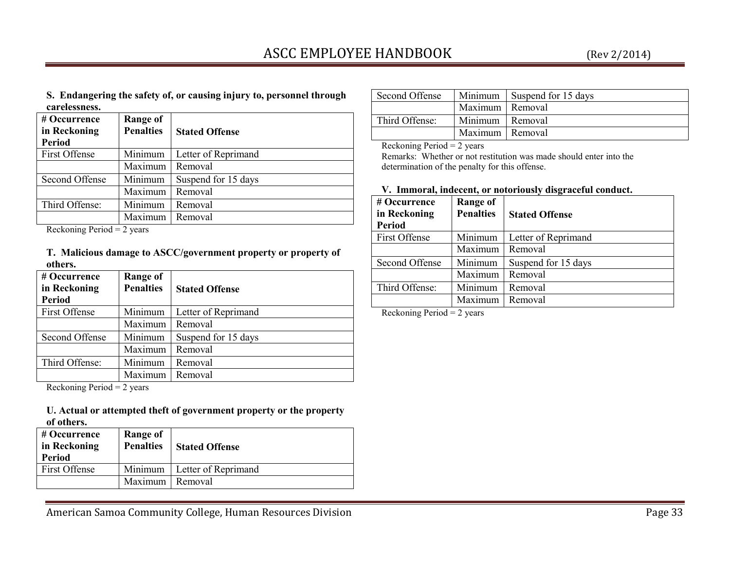**S. Endangering the safety of, or causing injury to, personnel through carelessness.**

| # Occurrence in Reckoning Period | Range of Penalties | Stated Offense |
|---|---|---|
| First Offense | Minimum | Letter of Reprimand |
| | Maximum | Removal |
| Second Offense | Minimum | Suspend for 15 days |
| | Maximum | Removal |
| Third Offense: | Minimum | Removal |
| | Maximum | Removal |

Reckoning Period = 2 years

**T. Malicious damage to ASCC/government property or property of others.**

| # Occurrence in Reckoning Period | Range of Penalties | Stated Offense |
|---|---|---|
| First Offense | Minimum | Letter of Reprimand |
| | Maximum | Removal |
| Second Offense | Minimum | Suspend for 15 days |
| | Maximum | Removal |
| Third Offense: | Minimum | Removal |
| | Maximum | Removal |

Reckoning Period = 2 years

**U. Actual or attempted theft of government property or the property of others.**

| # Occurrence in Reckoning Period | Range of Penalties | Stated Offense |
|---|---|---|
| First Offense | Minimum | Letter of Reprimand |
| | Maximum | Removal |
| Second Offense | Minimum | Suspend for 15 days |
| | Maximum | Removal |
| Third Offense: | Minimum | Removal |
| | Maximum | Removal |

Reckoning Period = 2 years

Remarks: Whether or not restitution was made should enter into the determination of the penalty for this offense.

**V. Immoral, indecent, or notoriously disgraceful conduct.**

| # Occurrence in Reckoning Period | Range of Penalties | Stated Offense |
|---|---|---|
| First Offense | Minimum | Letter of Reprimand |
| | Maximum | Removal |
| Second Offense | Minimum | Suspend for 15 days |
| | Maximum | Removal |
| Third Offense: | Minimum | Removal |
| | Maximum | Removal |

Reckoning Period = 2 years